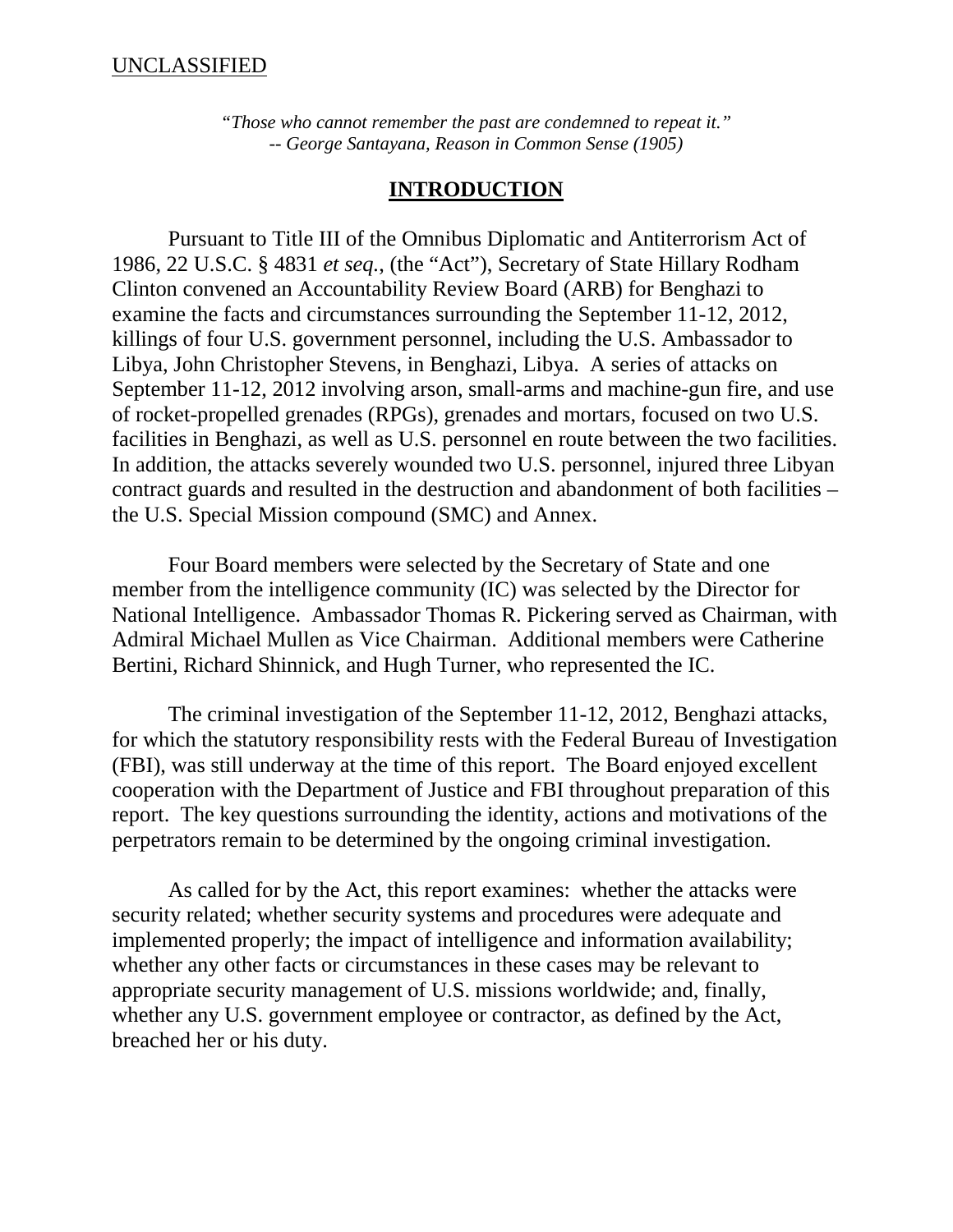UNCLASSIFIED

*"Those who cannot remember the past are condemned to repeat it."*
*-- George Santayana, Reason in Common Sense (1905)*

## INTRODUCTION

Pursuant to Title III of the Omnibus Diplomatic and Antiterrorism Act of 1986, 22 U.S.C. § 4831 *et seq.*, (the "Act"), Secretary of State Hillary Rodham Clinton convened an Accountability Review Board (ARB) for Benghazi to examine the facts and circumstances surrounding the September 11-12, 2012, killings of four U.S. government personnel, including the U.S. Ambassador to Libya, John Christopher Stevens, in Benghazi, Libya. A series of attacks on September 11-12, 2012 involving arson, small-arms and machine-gun fire, and use of rocket-propelled grenades (RPGs), grenades and mortars, focused on two U.S. facilities in Benghazi, as well as U.S. personnel en route between the two facilities. In addition, the attacks severely wounded two U.S. personnel, injured three Libyan contract guards and resulted in the destruction and abandonment of both facilities – the U.S. Special Mission compound (SMC) and Annex.

Four Board members were selected by the Secretary of State and one member from the intelligence community (IC) was selected by the Director for National Intelligence. Ambassador Thomas R. Pickering served as Chairman, with Admiral Michael Mullen as Vice Chairman. Additional members were Catherine Bertini, Richard Shinnick, and Hugh Turner, who represented the IC.

The criminal investigation of the September 11-12, 2012, Benghazi attacks, for which the statutory responsibility rests with the Federal Bureau of Investigation (FBI), was still underway at the time of this report. The Board enjoyed excellent cooperation with the Department of Justice and FBI throughout preparation of this report. The key questions surrounding the identity, actions and motivations of the perpetrators remain to be determined by the ongoing criminal investigation.

As called for by the Act, this report examines: whether the attacks were security related; whether security systems and procedures were adequate and implemented properly; the impact of intelligence and information availability; whether any other facts or circumstances in these cases may be relevant to appropriate security management of U.S. missions worldwide; and, finally, whether any U.S. government employee or contractor, as defined by the Act, breached her or his duty.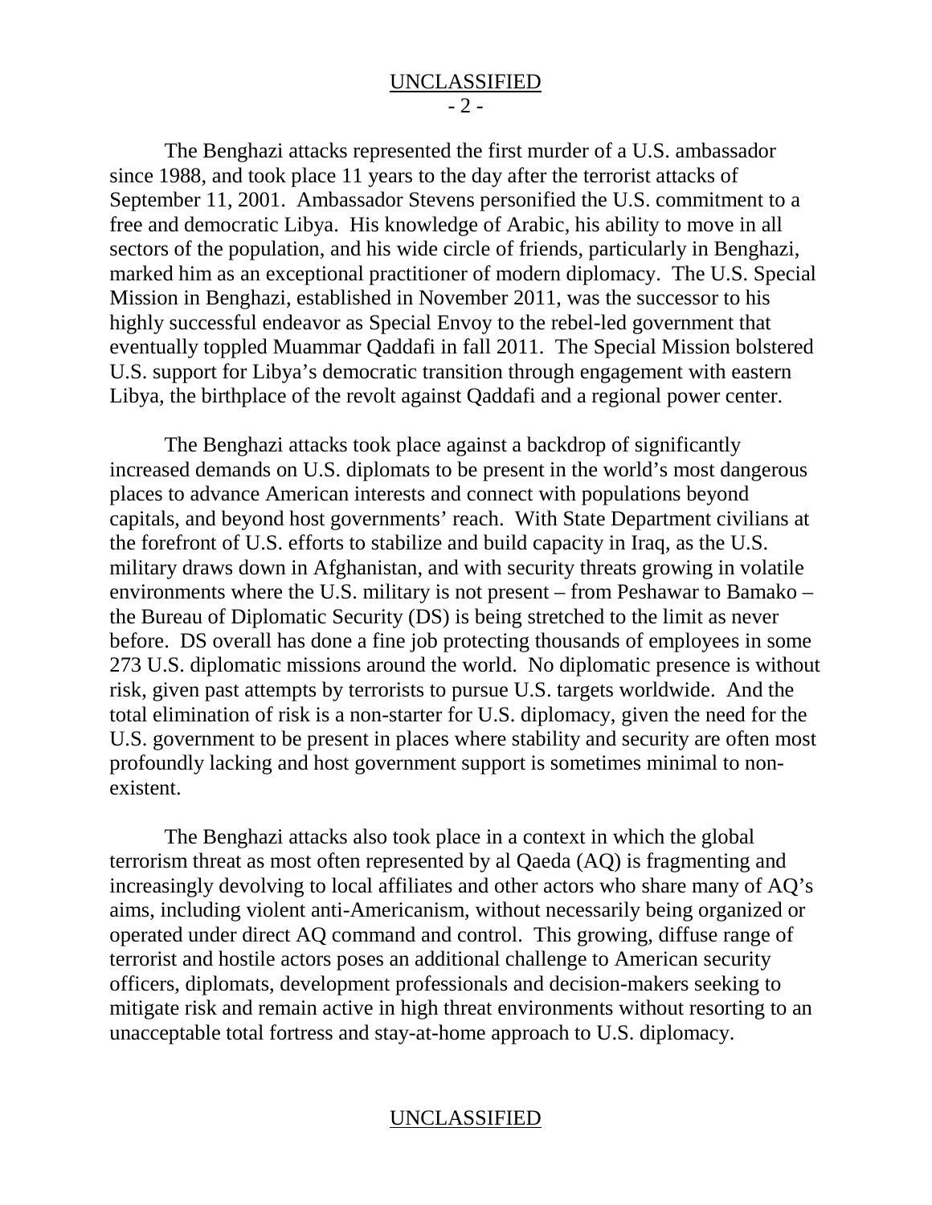The Benghazi attacks represented the first murder of a U.S. ambassador since 1988, and took place 11 years to the day after the terrorist attacks of September 11, 2001. Ambassador Stevens personified the U.S. commitment to a free and democratic Libya. His knowledge of Arabic, his ability to move in all sectors of the population, and his wide circle of friends, particularly in Benghazi, marked him as an exceptional practitioner of modern diplomacy. The U.S. Special Mission in Benghazi, established in November 2011, was the successor to his highly successful endeavor as Special Envoy to the rebel-led government that eventually toppled Muammar Qaddafi in fall 2011. The Special Mission bolstered U.S. support for Libya's democratic transition through engagement with eastern Libya, the birthplace of the revolt against Qaddafi and a regional power center.

The Benghazi attacks took place against a backdrop of significantly increased demands on U.S. diplomats to be present in the world's most dangerous places to advance American interests and connect with populations beyond capitals, and beyond host governments' reach. With State Department civilians at the forefront of U.S. efforts to stabilize and build capacity in Iraq, as the U.S. military draws down in Afghanistan, and with security threats growing in volatile environments where the U.S. military is not present – from Peshawar to Bamako – the Bureau of Diplomatic Security (DS) is being stretched to the limit as never before. DS overall has done a fine job protecting thousands of employees in some 273 U.S. diplomatic missions around the world. No diplomatic presence is without risk, given past attempts by terrorists to pursue U.S. targets worldwide. And the total elimination of risk is a non-starter for U.S. diplomacy, given the need for the U.S. government to be present in places where stability and security are often most profoundly lacking and host government support is sometimes minimal to non-existent.

The Benghazi attacks also took place in a context in which the global terrorism threat as most often represented by al Qaeda (AQ) is fragmenting and increasingly devolving to local affiliates and other actors who share many of AQ's aims, including violent anti-Americanism, without necessarily being organized or operated under direct AQ command and control. This growing, diffuse range of terrorist and hostile actors poses an additional challenge to American security officers, diplomats, development professionals and decision-makers seeking to mitigate risk and remain active in high threat environments without resorting to an unacceptable total fortress and stay-at-home approach to U.S. diplomacy.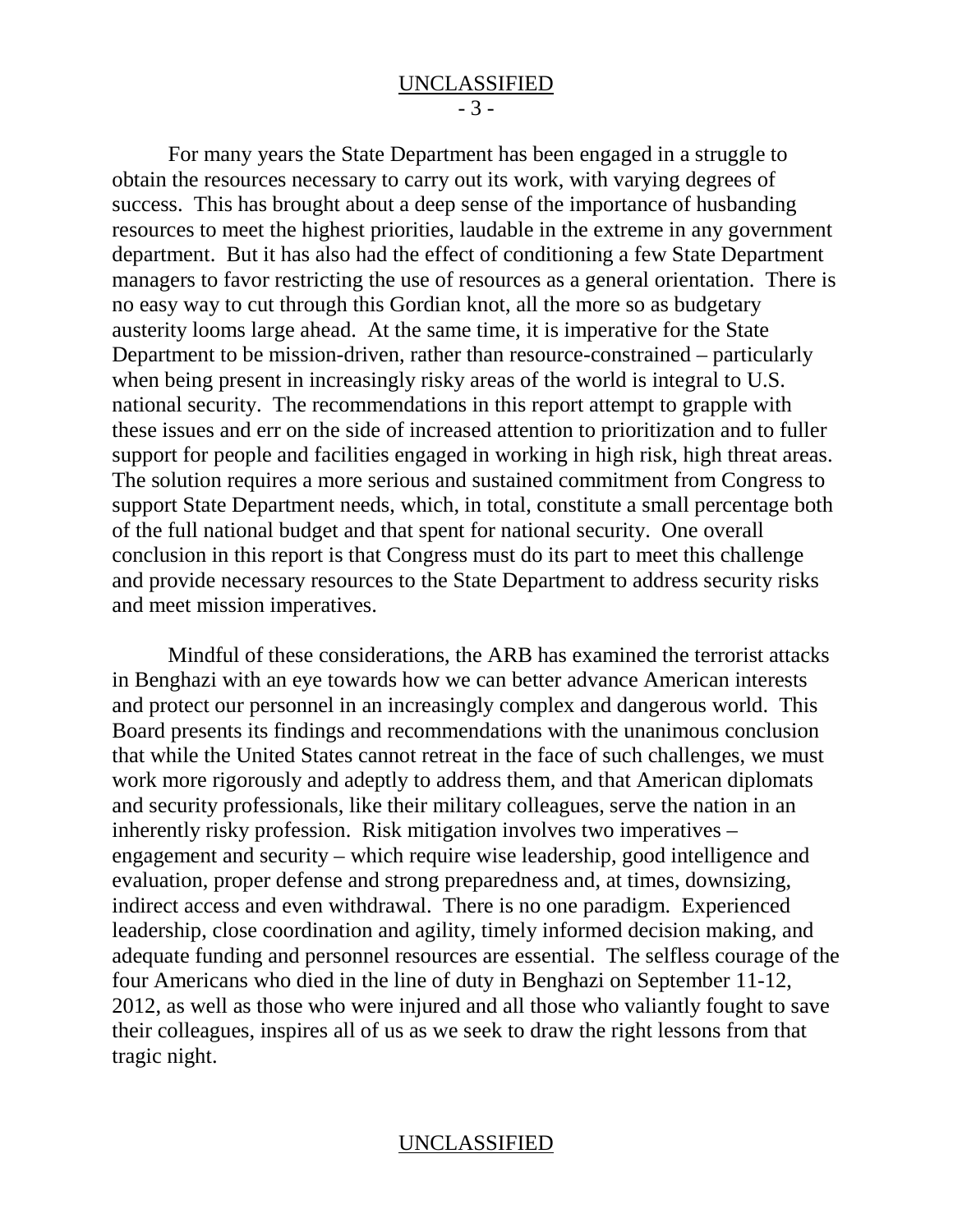For many years the State Department has been engaged in a struggle to obtain the resources necessary to carry out its work, with varying degrees of success. This has brought about a deep sense of the importance of husbanding resources to meet the highest priorities, laudable in the extreme in any government department. But it has also had the effect of conditioning a few State Department managers to favor restricting the use of resources as a general orientation. There is no easy way to cut through this Gordian knot, all the more so as budgetary austerity looms large ahead. At the same time, it is imperative for the State Department to be mission-driven, rather than resource-constrained – particularly when being present in increasingly risky areas of the world is integral to U.S. national security. The recommendations in this report attempt to grapple with these issues and err on the side of increased attention to prioritization and to fuller support for people and facilities engaged in working in high risk, high threat areas. The solution requires a more serious and sustained commitment from Congress to support State Department needs, which, in total, constitute a small percentage both of the full national budget and that spent for national security. One overall conclusion in this report is that Congress must do its part to meet this challenge and provide necessary resources to the State Department to address security risks and meet mission imperatives.

Mindful of these considerations, the ARB has examined the terrorist attacks in Benghazi with an eye towards how we can better advance American interests and protect our personnel in an increasingly complex and dangerous world. This Board presents its findings and recommendations with the unanimous conclusion that while the United States cannot retreat in the face of such challenges, we must work more rigorously and adeptly to address them, and that American diplomats and security professionals, like their military colleagues, serve the nation in an inherently risky profession. Risk mitigation involves two imperatives – engagement and security – which require wise leadership, good intelligence and evaluation, proper defense and strong preparedness and, at times, downsizing, indirect access and even withdrawal. There is no one paradigm. Experienced leadership, close coordination and agility, timely informed decision making, and adequate funding and personnel resources are essential. The selfless courage of the four Americans who died in the line of duty in Benghazi on September 11-12, 2012, as well as those who were injured and all those who valiantly fought to save their colleagues, inspires all of us as we seek to draw the right lessons from that tragic night.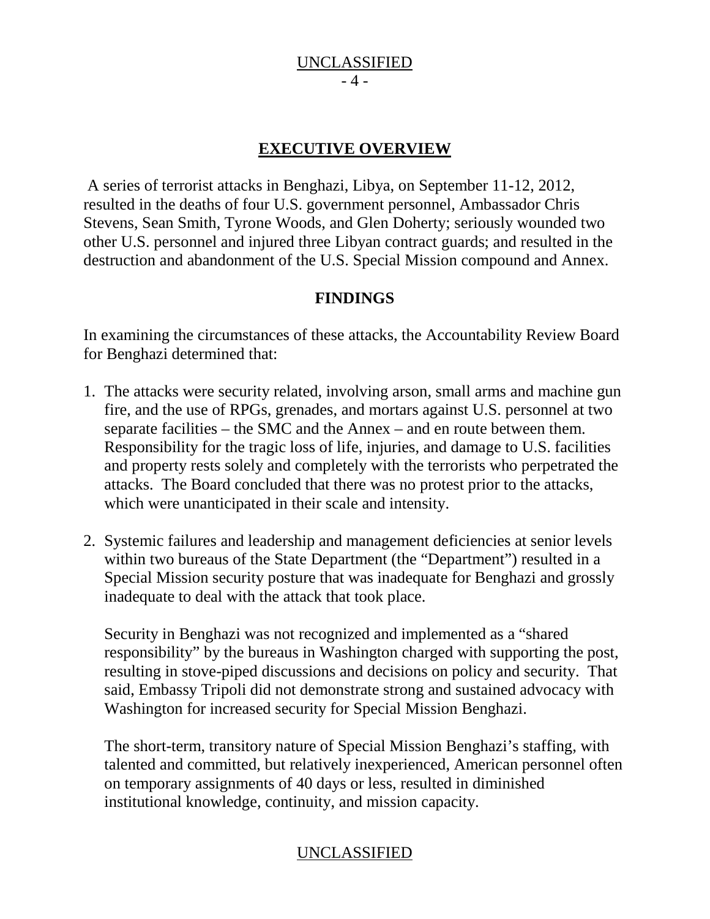## EXECUTIVE OVERVIEW

A series of terrorist attacks in Benghazi, Libya, on September 11-12, 2012, resulted in the deaths of four U.S. government personnel, Ambassador Chris Stevens, Sean Smith, Tyrone Woods, and Glen Doherty; seriously wounded two other U.S. personnel and injured three Libyan contract guards; and resulted in the destruction and abandonment of the U.S. Special Mission compound and Annex.

### FINDINGS

In examining the circumstances of these attacks, the Accountability Review Board for Benghazi determined that:

1. The attacks were security related, involving arson, small arms and machine gun fire, and the use of RPGs, grenades, and mortars against U.S. personnel at two separate facilities – the SMC and the Annex – and en route between them. Responsibility for the tragic loss of life, injuries, and damage to U.S. facilities and property rests solely and completely with the terrorists who perpetrated the attacks. The Board concluded that there was no protest prior to the attacks, which were unanticipated in their scale and intensity.

2. Systemic failures and leadership and management deficiencies at senior levels within two bureaus of the State Department (the "Department") resulted in a Special Mission security posture that was inadequate for Benghazi and grossly inadequate to deal with the attack that took place.

   Security in Benghazi was not recognized and implemented as a "shared responsibility" by the bureaus in Washington charged with supporting the post, resulting in stove-piped discussions and decisions on policy and security. That said, Embassy Tripoli did not demonstrate strong and sustained advocacy with Washington for increased security for Special Mission Benghazi.

   The short-term, transitory nature of Special Mission Benghazi's staffing, with talented and committed, but relatively inexperienced, American personnel often on temporary assignments of 40 days or less, resulted in diminished institutional knowledge, continuity, and mission capacity.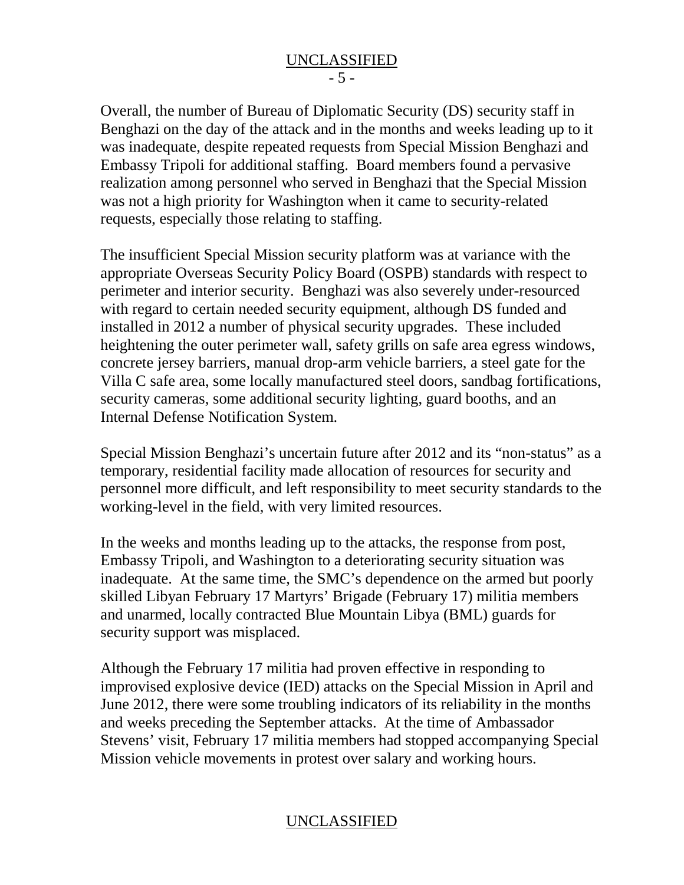Overall, the number of Bureau of Diplomatic Security (DS) security staff in Benghazi on the day of the attack and in the months and weeks leading up to it was inadequate, despite repeated requests from Special Mission Benghazi and Embassy Tripoli for additional staffing. Board members found a pervasive realization among personnel who served in Benghazi that the Special Mission was not a high priority for Washington when it came to security-related requests, especially those relating to staffing.

The insufficient Special Mission security platform was at variance with the appropriate Overseas Security Policy Board (OSPB) standards with respect to perimeter and interior security. Benghazi was also severely under-resourced with regard to certain needed security equipment, although DS funded and installed in 2012 a number of physical security upgrades. These included heightening the outer perimeter wall, safety grills on safe area egress windows, concrete jersey barriers, manual drop-arm vehicle barriers, a steel gate for the Villa C safe area, some locally manufactured steel doors, sandbag fortifications, security cameras, some additional security lighting, guard booths, and an Internal Defense Notification System.

Special Mission Benghazi's uncertain future after 2012 and its "non-status" as a temporary, residential facility made allocation of resources for security and personnel more difficult, and left responsibility to meet security standards to the working-level in the field, with very limited resources.

In the weeks and months leading up to the attacks, the response from post, Embassy Tripoli, and Washington to a deteriorating security situation was inadequate. At the same time, the SMC's dependence on the armed but poorly skilled Libyan February 17 Martyrs' Brigade (February 17) militia members and unarmed, locally contracted Blue Mountain Libya (BML) guards for security support was misplaced.

Although the February 17 militia had proven effective in responding to improvised explosive device (IED) attacks on the Special Mission in April and June 2012, there were some troubling indicators of its reliability in the months and weeks preceding the September attacks. At the time of Ambassador Stevens' visit, February 17 militia members had stopped accompanying Special Mission vehicle movements in protest over salary and working hours.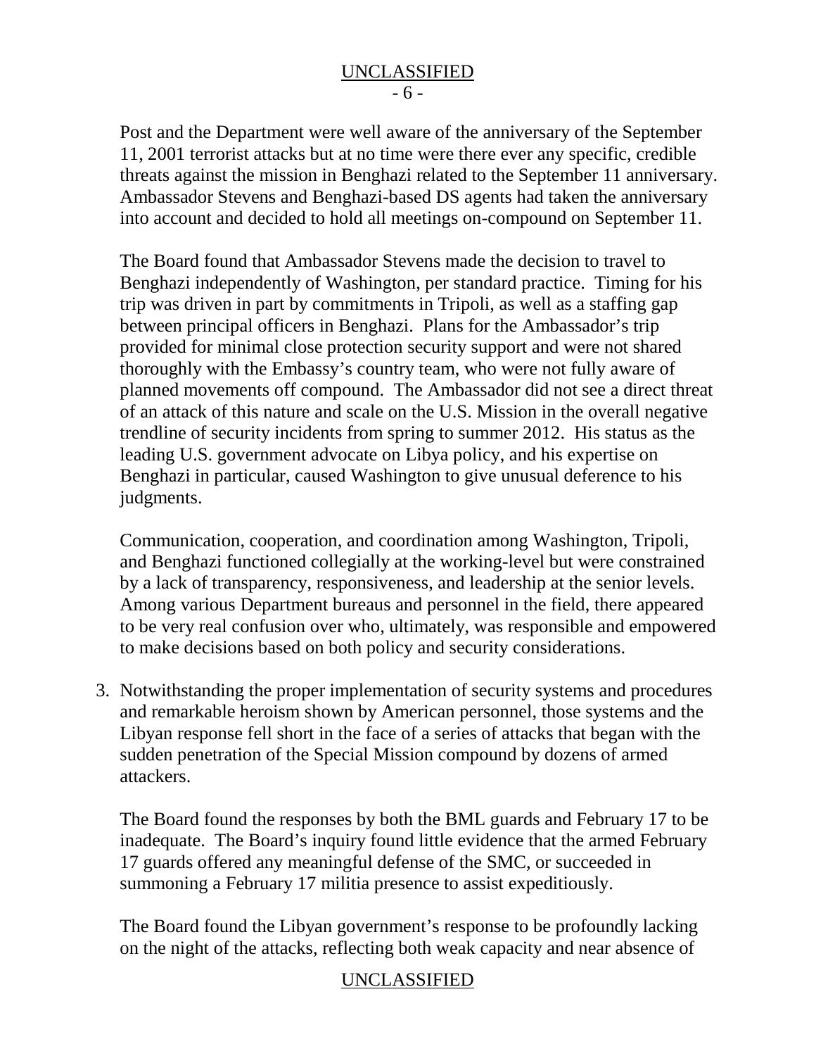Post and the Department were well aware of the anniversary of the September 11, 2001 terrorist attacks but at no time were there ever any specific, credible threats against the mission in Benghazi related to the September 11 anniversary. Ambassador Stevens and Benghazi-based DS agents had taken the anniversary into account and decided to hold all meetings on-compound on September 11.

The Board found that Ambassador Stevens made the decision to travel to Benghazi independently of Washington, per standard practice. Timing for his trip was driven in part by commitments in Tripoli, as well as a staffing gap between principal officers in Benghazi. Plans for the Ambassador's trip provided for minimal close protection security support and were not shared thoroughly with the Embassy's country team, who were not fully aware of planned movements off compound. The Ambassador did not see a direct threat of an attack of this nature and scale on the U.S. Mission in the overall negative trendline of security incidents from spring to summer 2012. His status as the leading U.S. government advocate on Libya policy, and his expertise on Benghazi in particular, caused Washington to give unusual deference to his judgments.

Communication, cooperation, and coordination among Washington, Tripoli, and Benghazi functioned collegially at the working-level but were constrained by a lack of transparency, responsiveness, and leadership at the senior levels. Among various Department bureaus and personnel in the field, there appeared to be very real confusion over who, ultimately, was responsible and empowered to make decisions based on both policy and security considerations.

3. Notwithstanding the proper implementation of security systems and procedures and remarkable heroism shown by American personnel, those systems and the Libyan response fell short in the face of a series of attacks that began with the sudden penetration of the Special Mission compound by dozens of armed attackers.

   The Board found the responses by both the BML guards and February 17 to be inadequate. The Board's inquiry found little evidence that the armed February 17 guards offered any meaningful defense of the SMC, or succeeded in summoning a February 17 militia presence to assist expeditiously.

   The Board found the Libyan government's response to be profoundly lacking on the night of the attacks, reflecting both weak capacity and near absence of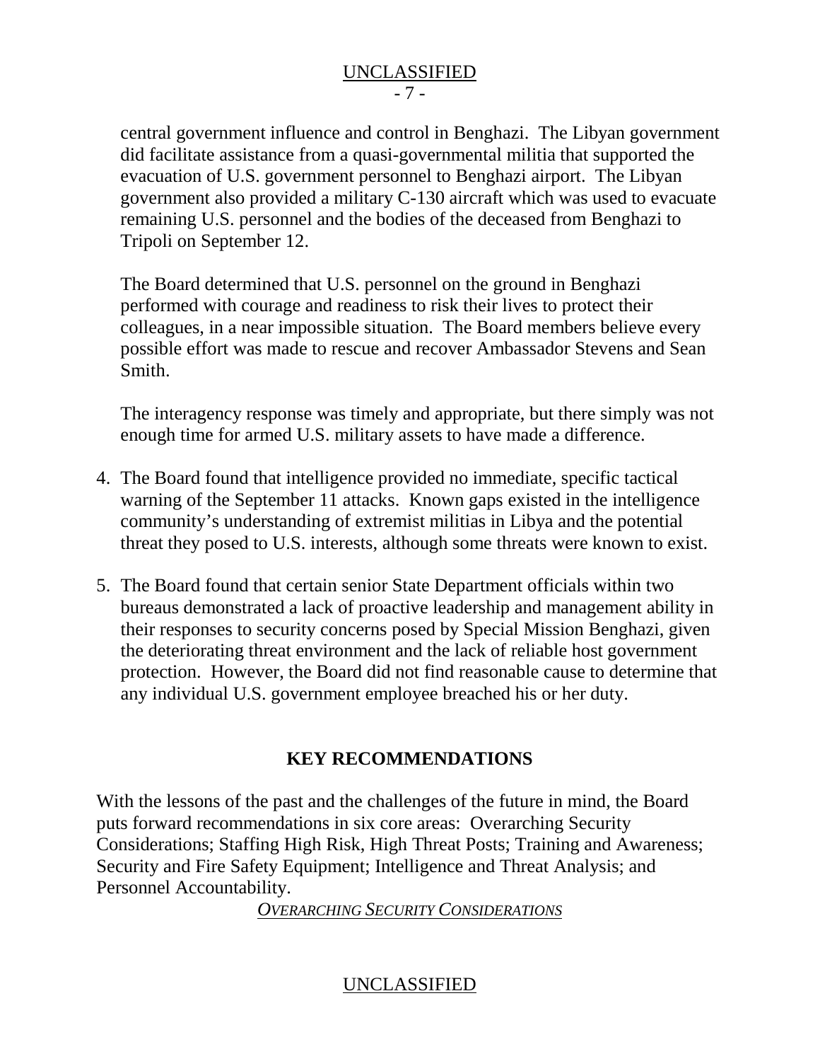central government influence and control in Benghazi. The Libyan government did facilitate assistance from a quasi-governmental militia that supported the evacuation of U.S. government personnel to Benghazi airport. The Libyan government also provided a military C-130 aircraft which was used to evacuate remaining U.S. personnel and the bodies of the deceased from Benghazi to Tripoli on September 12.

The Board determined that U.S. personnel on the ground in Benghazi performed with courage and readiness to risk their lives to protect their colleagues, in a near impossible situation. The Board members believe every possible effort was made to rescue and recover Ambassador Stevens and Sean Smith.

The interagency response was timely and appropriate, but there simply was not enough time for armed U.S. military assets to have made a difference.

4. The Board found that intelligence provided no immediate, specific tactical warning of the September 11 attacks. Known gaps existed in the intelligence community's understanding of extremist militias in Libya and the potential threat they posed to U.S. interests, although some threats were known to exist.

5. The Board found that certain senior State Department officials within two bureaus demonstrated a lack of proactive leadership and management ability in their responses to security concerns posed by Special Mission Benghazi, given the deteriorating threat environment and the lack of reliable host government protection. However, the Board did not find reasonable cause to determine that any individual U.S. government employee breached his or her duty.

## KEY RECOMMENDATIONS

With the lessons of the past and the challenges of the future in mind, the Board puts forward recommendations in six core areas: Overarching Security Considerations; Staffing High Risk, High Threat Posts; Training and Awareness; Security and Fire Safety Equipment; Intelligence and Threat Analysis; and Personnel Accountability.

### *OVERARCHING SECURITY CONSIDERATIONS*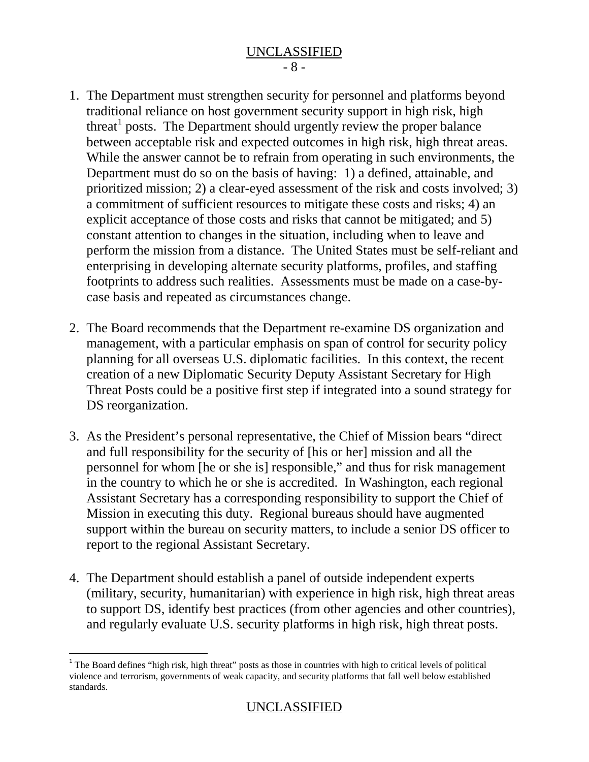1. The Department must strengthen security for personnel and platforms beyond traditional reliance on host government security support in high risk, high threat[1] posts. The Department should urgently review the proper balance between acceptable risk and expected outcomes in high risk, high threat areas. While the answer cannot be to refrain from operating in such environments, the Department must do so on the basis of having: 1) a defined, attainable, and prioritized mission; 2) a clear-eyed assessment of the risk and costs involved; 3) a commitment of sufficient resources to mitigate these costs and risks; 4) an explicit acceptance of those costs and risks that cannot be mitigated; and 5) constant attention to changes in the situation, including when to leave and perform the mission from a distance. The United States must be self-reliant and enterprising in developing alternate security platforms, profiles, and staffing footprints to address such realities. Assessments must be made on a case-by-case basis and repeated as circumstances change.

2. The Board recommends that the Department re-examine DS organization and management, with a particular emphasis on span of control for security policy planning for all overseas U.S. diplomatic facilities. In this context, the recent creation of a new Diplomatic Security Deputy Assistant Secretary for High Threat Posts could be a positive first step if integrated into a sound strategy for DS reorganization.

3. As the President's personal representative, the Chief of Mission bears "direct and full responsibility for the security of [his or her] mission and all the personnel for whom [he or she is] responsible," and thus for risk management in the country to which he or she is accredited. In Washington, each regional Assistant Secretary has a corresponding responsibility to support the Chief of Mission in executing this duty. Regional bureaus should have augmented support within the bureau on security matters, to include a senior DS officer to report to the regional Assistant Secretary.

4. The Department should establish a panel of outside independent experts (military, security, humanitarian) with experience in high risk, high threat areas to support DS, identify best practices (from other agencies and other countries), and regularly evaluate U.S. security platforms in high risk, high threat posts.

[1] The Board defines "high risk, high threat" posts as those in countries with high to critical levels of political violence and terrorism, governments of weak capacity, and security platforms that fall well below established standards.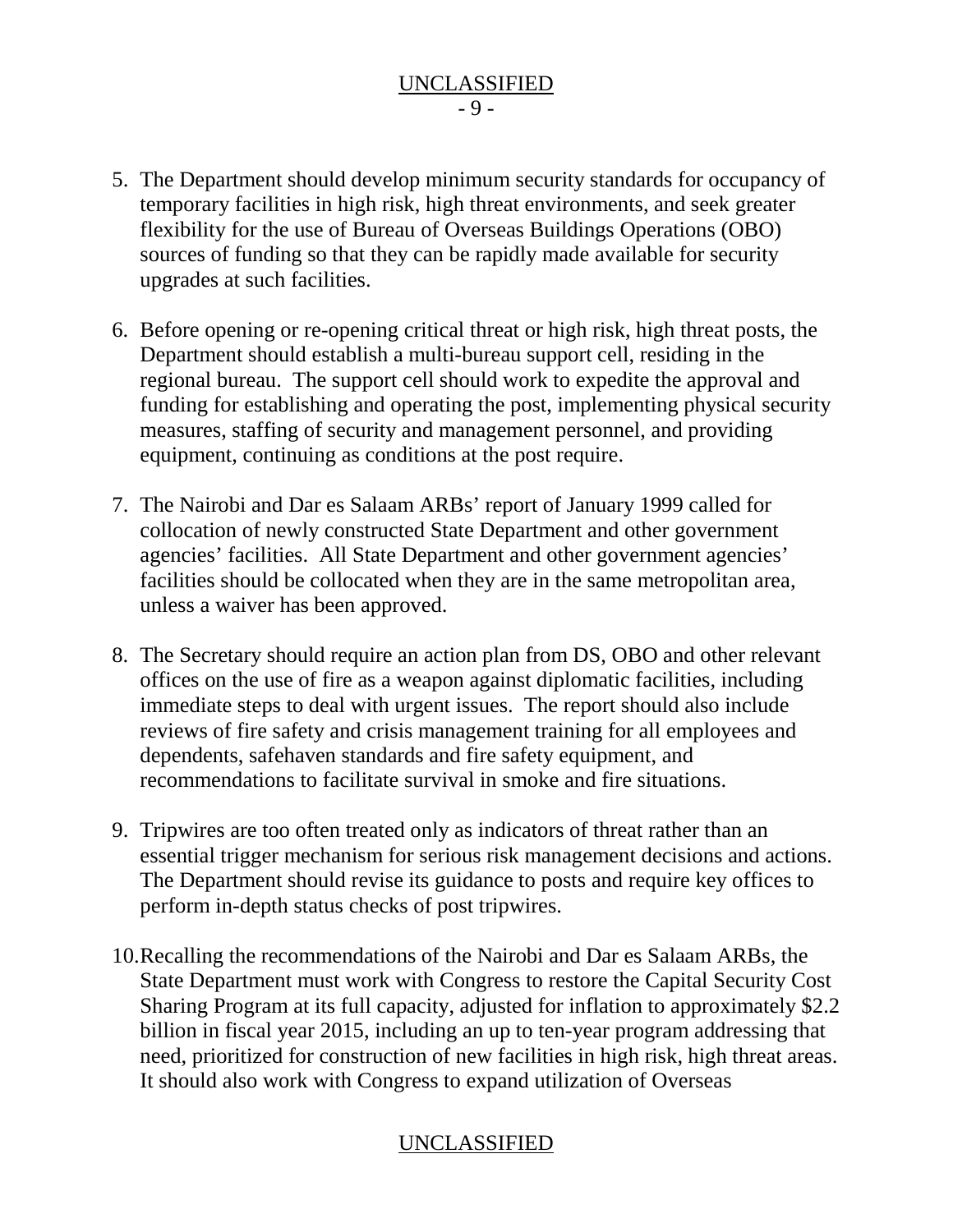5. The Department should develop minimum security standards for occupancy of temporary facilities in high risk, high threat environments, and seek greater flexibility for the use of Bureau of Overseas Buildings Operations (OBO) sources of funding so that they can be rapidly made available for security upgrades at such facilities.

6. Before opening or re-opening critical threat or high risk, high threat posts, the Department should establish a multi-bureau support cell, residing in the regional bureau. The support cell should work to expedite the approval and funding for establishing and operating the post, implementing physical security measures, staffing of security and management personnel, and providing equipment, continuing as conditions at the post require.

7. The Nairobi and Dar es Salaam ARBs' report of January 1999 called for collocation of newly constructed State Department and other government agencies' facilities. All State Department and other government agencies' facilities should be collocated when they are in the same metropolitan area, unless a waiver has been approved.

8. The Secretary should require an action plan from DS, OBO and other relevant offices on the use of fire as a weapon against diplomatic facilities, including immediate steps to deal with urgent issues. The report should also include reviews of fire safety and crisis management training for all employees and dependents, safehaven standards and fire safety equipment, and recommendations to facilitate survival in smoke and fire situations.

9. Tripwires are too often treated only as indicators of threat rather than an essential trigger mechanism for serious risk management decisions and actions. The Department should revise its guidance to posts and require key offices to perform in-depth status checks of post tripwires.

10. Recalling the recommendations of the Nairobi and Dar es Salaam ARBs, the State Department must work with Congress to restore the Capital Security Cost Sharing Program at its full capacity, adjusted for inflation to approximately $2.2 billion in fiscal year 2015, including an up to ten-year program addressing that need, prioritized for construction of new facilities in high risk, high threat areas. It should also work with Congress to expand utilization of Overseas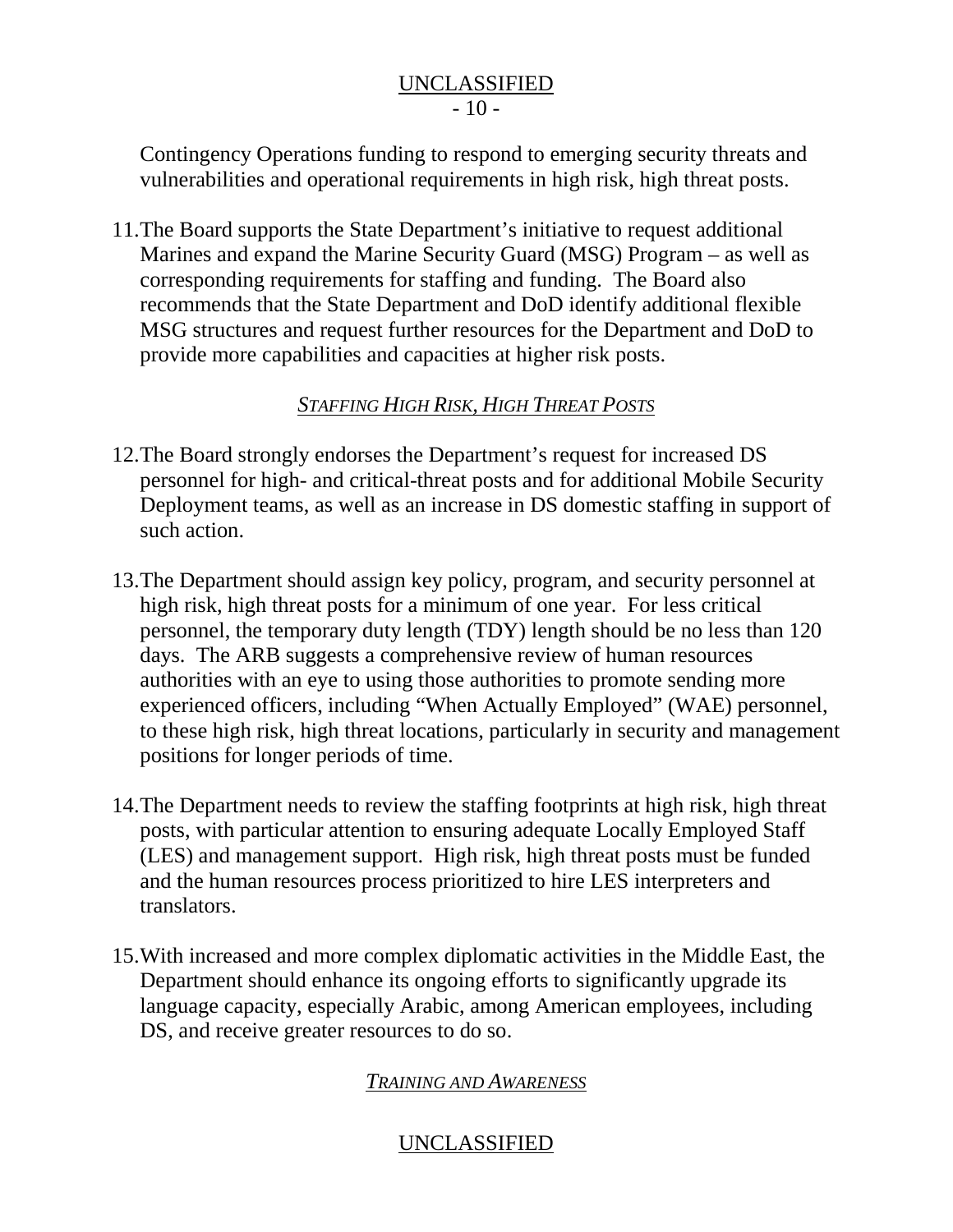Contingency Operations funding to respond to emerging security threats and vulnerabilities and operational requirements in high risk, high threat posts.

11. The Board supports the State Department's initiative to request additional Marines and expand the Marine Security Guard (MSG) Program – as well as corresponding requirements for staffing and funding. The Board also recommends that the State Department and DoD identify additional flexible MSG structures and request further resources for the Department and DoD to provide more capabilities and capacities at higher risk posts.

*STAFFING HIGH RISK, HIGH THREAT POSTS*

12. The Board strongly endorses the Department's request for increased DS personnel for high- and critical-threat posts and for additional Mobile Security Deployment teams, as well as an increase in DS domestic staffing in support of such action.

13. The Department should assign key policy, program, and security personnel at high risk, high threat posts for a minimum of one year. For less critical personnel, the temporary duty length (TDY) length should be no less than 120 days. The ARB suggests a comprehensive review of human resources authorities with an eye to using those authorities to promote sending more experienced officers, including "When Actually Employed" (WAE) personnel, to these high risk, high threat locations, particularly in security and management positions for longer periods of time.

14. The Department needs to review the staffing footprints at high risk, high threat posts, with particular attention to ensuring adequate Locally Employed Staff (LES) and management support. High risk, high threat posts must be funded and the human resources process prioritized to hire LES interpreters and translators.

15. With increased and more complex diplomatic activities in the Middle East, the Department should enhance its ongoing efforts to significantly upgrade its language capacity, especially Arabic, among American employees, including DS, and receive greater resources to do so.

*TRAINING AND AWARENESS*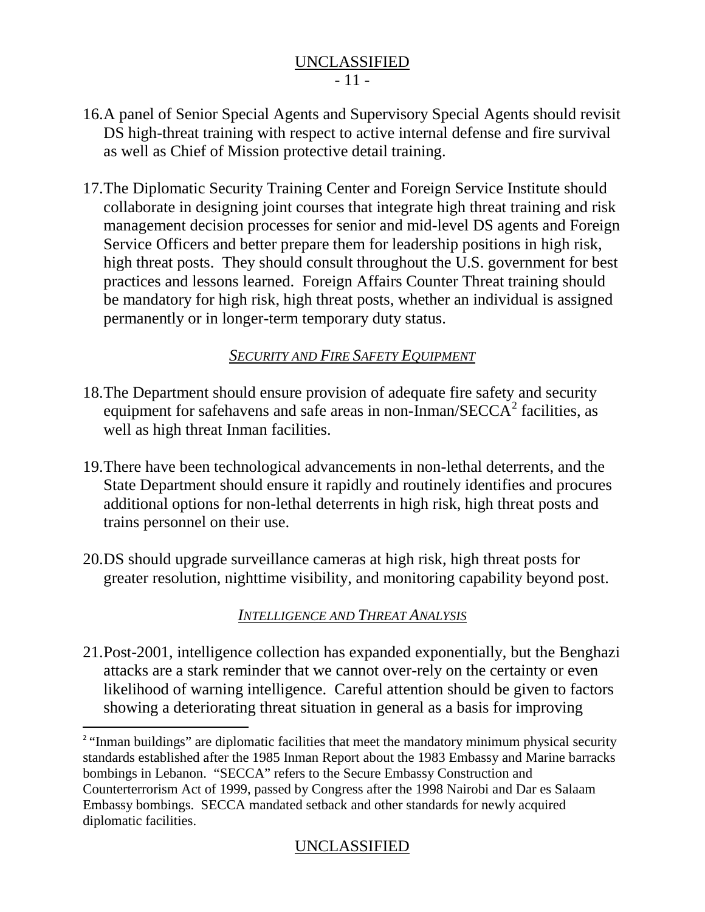16. A panel of Senior Special Agents and Supervisory Special Agents should revisit DS high-threat training with respect to active internal defense and fire survival as well as Chief of Mission protective detail training.

17. The Diplomatic Security Training Center and Foreign Service Institute should collaborate in designing joint courses that integrate high threat training and risk management decision processes for senior and mid-level DS agents and Foreign Service Officers and better prepare them for leadership positions in high risk, high threat posts. They should consult throughout the U.S. government for best practices and lessons learned. Foreign Affairs Counter Threat training should be mandatory for high risk, high threat posts, whether an individual is assigned permanently or in longer-term temporary duty status.

### *SECURITY AND FIRE SAFETY EQUIPMENT*

18. The Department should ensure provision of adequate fire safety and security equipment for safehavens and safe areas in non-Inman/SECCA[2] facilities, as well as high threat Inman facilities.

19. There have been technological advancements in non-lethal deterrents, and the State Department should ensure it rapidly and routinely identifies and procures additional options for non-lethal deterrents in high risk, high threat posts and trains personnel on their use.

20. DS should upgrade surveillance cameras at high risk, high threat posts for greater resolution, nighttime visibility, and monitoring capability beyond post.

### *INTELLIGENCE AND THREAT ANALYSIS*

21. Post-2001, intelligence collection has expanded exponentially, but the Benghazi attacks are a stark reminder that we cannot over-rely on the certainty or even likelihood of warning intelligence. Careful attention should be given to factors showing a deteriorating threat situation in general as a basis for improving

---

[2] "Inman buildings" are diplomatic facilities that meet the mandatory minimum physical security standards established after the 1985 Inman Report about the 1983 Embassy and Marine barracks bombings in Lebanon. "SECCA" refers to the Secure Embassy Construction and Counterterrorism Act of 1999, passed by Congress after the 1998 Nairobi and Dar es Salaam Embassy bombings. SECCA mandated setback and other standards for newly acquired diplomatic facilities.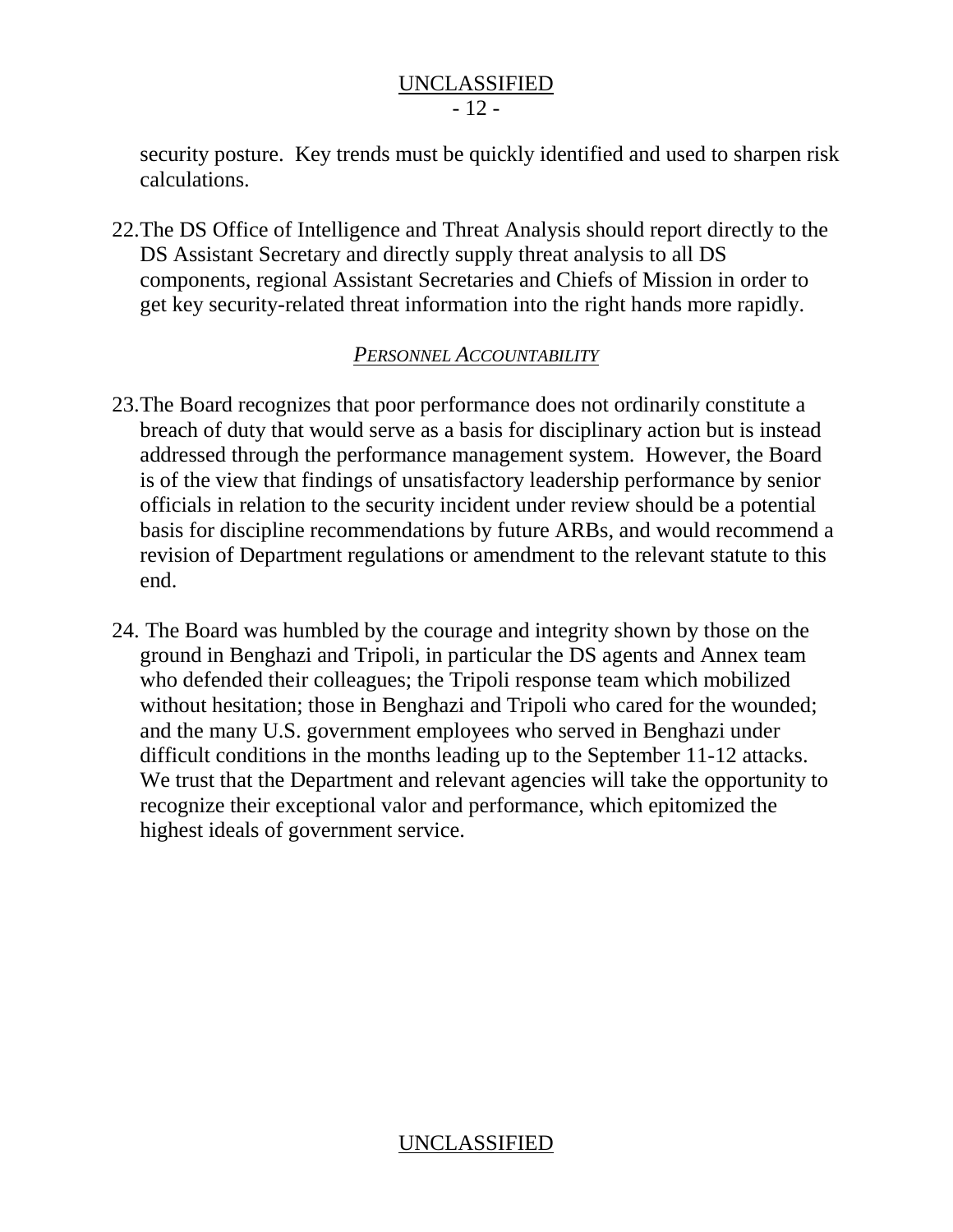security posture. Key trends must be quickly identified and used to sharpen risk calculations.

22. The DS Office of Intelligence and Threat Analysis should report directly to the DS Assistant Secretary and directly supply threat analysis to all DS components, regional Assistant Secretaries and Chiefs of Mission in order to get key security-related threat information into the right hands more rapidly.

### *Personnel Accountability*

23. The Board recognizes that poor performance does not ordinarily constitute a breach of duty that would serve as a basis for disciplinary action but is instead addressed through the performance management system. However, the Board is of the view that findings of unsatisfactory leadership performance by senior officials in relation to the security incident under review should be a potential basis for discipline recommendations by future ARBs, and would recommend a revision of Department regulations or amendment to the relevant statute to this end.

24. The Board was humbled by the courage and integrity shown by those on the ground in Benghazi and Tripoli, in particular the DS agents and Annex team who defended their colleagues; the Tripoli response team which mobilized without hesitation; those in Benghazi and Tripoli who cared for the wounded; and the many U.S. government employees who served in Benghazi under difficult conditions in the months leading up to the September 11-12 attacks. We trust that the Department and relevant agencies will take the opportunity to recognize their exceptional valor and performance, which epitomized the highest ideals of government service.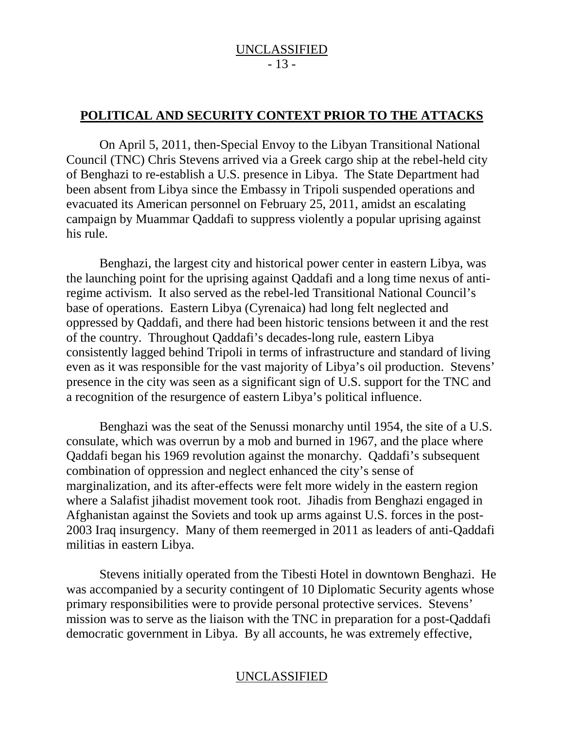## POLITICAL AND SECURITY CONTEXT PRIOR TO THE ATTACKS

On April 5, 2011, then-Special Envoy to the Libyan Transitional National Council (TNC) Chris Stevens arrived via a Greek cargo ship at the rebel-held city of Benghazi to re-establish a U.S. presence in Libya. The State Department had been absent from Libya since the Embassy in Tripoli suspended operations and evacuated its American personnel on February 25, 2011, amidst an escalating campaign by Muammar Qaddafi to suppress violently a popular uprising against his rule.

Benghazi, the largest city and historical power center in eastern Libya, was the launching point for the uprising against Qaddafi and a long time nexus of anti-regime activism. It also served as the rebel-led Transitional National Council's base of operations. Eastern Libya (Cyrenaica) had long felt neglected and oppressed by Qaddafi, and there had been historic tensions between it and the rest of the country. Throughout Qaddafi's decades-long rule, eastern Libya consistently lagged behind Tripoli in terms of infrastructure and standard of living even as it was responsible for the vast majority of Libya's oil production. Stevens' presence in the city was seen as a significant sign of U.S. support for the TNC and a recognition of the resurgence of eastern Libya's political influence.

Benghazi was the seat of the Senussi monarchy until 1954, the site of a U.S. consulate, which was overrun by a mob and burned in 1967, and the place where Qaddafi began his 1969 revolution against the monarchy. Qaddafi's subsequent combination of oppression and neglect enhanced the city's sense of marginalization, and its after-effects were felt more widely in the eastern region where a Salafist jihadist movement took root. Jihadis from Benghazi engaged in Afghanistan against the Soviets and took up arms against U.S. forces in the post-2003 Iraq insurgency. Many of them reemerged in 2011 as leaders of anti-Qaddafi militias in eastern Libya.

Stevens initially operated from the Tibesti Hotel in downtown Benghazi. He was accompanied by a security contingent of 10 Diplomatic Security agents whose primary responsibilities were to provide personal protective services. Stevens' mission was to serve as the liaison with the TNC in preparation for a post-Qaddafi democratic government in Libya. By all accounts, he was extremely effective,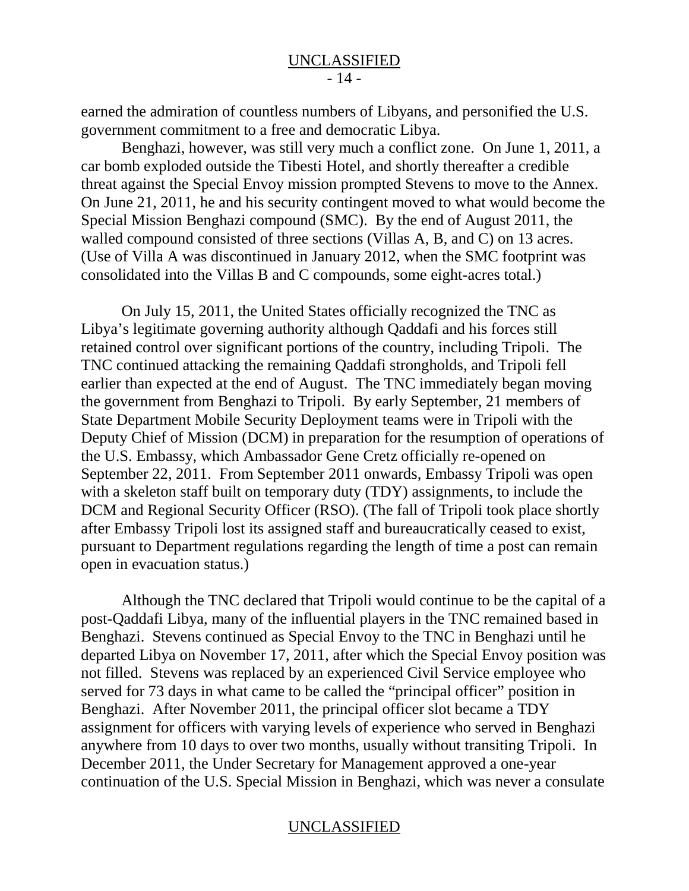earned the admiration of countless numbers of Libyans, and personified the U.S. government commitment to a free and democratic Libya.

Benghazi, however, was still very much a conflict zone. On June 1, 2011, a car bomb exploded outside the Tibesti Hotel, and shortly thereafter a credible threat against the Special Envoy mission prompted Stevens to move to the Annex. On June 21, 2011, he and his security contingent moved to what would become the Special Mission Benghazi compound (SMC). By the end of August 2011, the walled compound consisted of three sections (Villas A, B, and C) on 13 acres. (Use of Villa A was discontinued in January 2012, when the SMC footprint was consolidated into the Villas B and C compounds, some eight-acres total.)

On July 15, 2011, the United States officially recognized the TNC as Libya's legitimate governing authority although Qaddafi and his forces still retained control over significant portions of the country, including Tripoli. The TNC continued attacking the remaining Qaddafi strongholds, and Tripoli fell earlier than expected at the end of August. The TNC immediately began moving the government from Benghazi to Tripoli. By early September, 21 members of State Department Mobile Security Deployment teams were in Tripoli with the Deputy Chief of Mission (DCM) in preparation for the resumption of operations of the U.S. Embassy, which Ambassador Gene Cretz officially re-opened on September 22, 2011. From September 2011 onwards, Embassy Tripoli was open with a skeleton staff built on temporary duty (TDY) assignments, to include the DCM and Regional Security Officer (RSO). (The fall of Tripoli took place shortly after Embassy Tripoli lost its assigned staff and bureaucratically ceased to exist, pursuant to Department regulations regarding the length of time a post can remain open in evacuation status.)

Although the TNC declared that Tripoli would continue to be the capital of a post-Qaddafi Libya, many of the influential players in the TNC remained based in Benghazi. Stevens continued as Special Envoy to the TNC in Benghazi until he departed Libya on November 17, 2011, after which the Special Envoy position was not filled. Stevens was replaced by an experienced Civil Service employee who served for 73 days in what came to be called the "principal officer" position in Benghazi. After November 2011, the principal officer slot became a TDY assignment for officers with varying levels of experience who served in Benghazi anywhere from 10 days to over two months, usually without transiting Tripoli. In December 2011, the Under Secretary for Management approved a one-year continuation of the U.S. Special Mission in Benghazi, which was never a consulate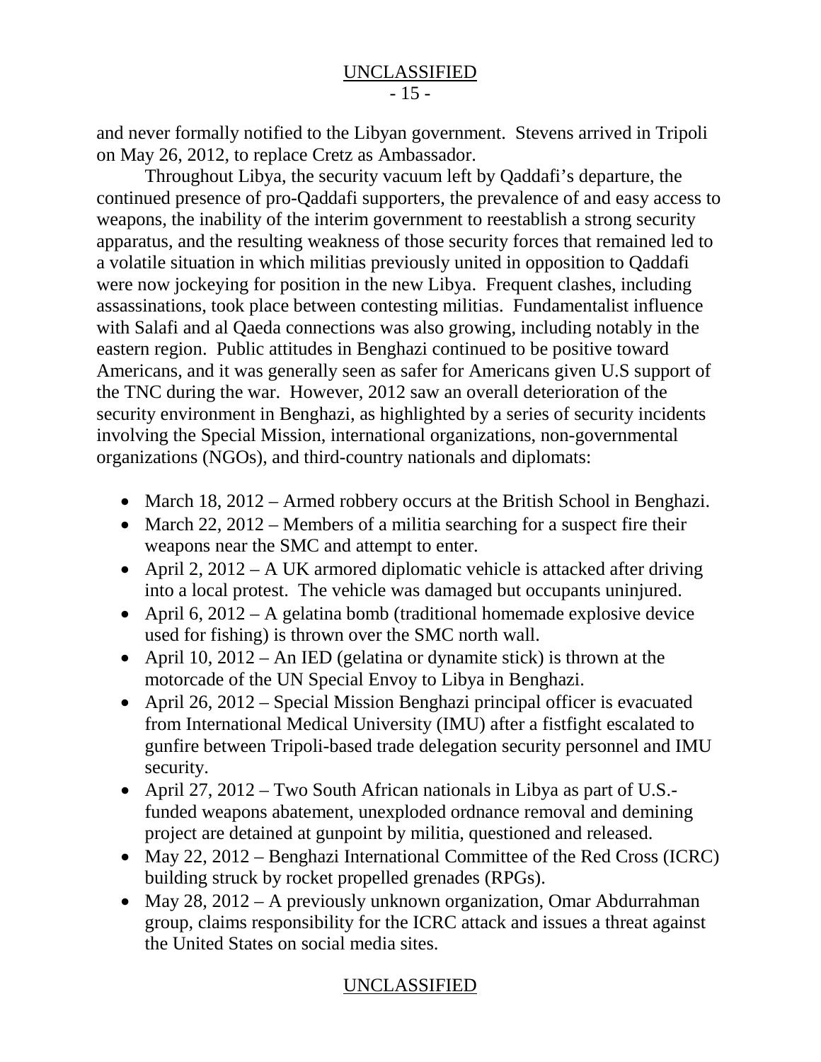and never formally notified to the Libyan government. Stevens arrived in Tripoli on May 26, 2012, to replace Cretz as Ambassador.

Throughout Libya, the security vacuum left by Qaddafi's departure, the continued presence of pro-Qaddafi supporters, the prevalence of and easy access to weapons, the inability of the interim government to reestablish a strong security apparatus, and the resulting weakness of those security forces that remained led to a volatile situation in which militias previously united in opposition to Qaddafi were now jockeying for position in the new Libya. Frequent clashes, including assassinations, took place between contesting militias. Fundamentalist influence with Salafi and al Qaeda connections was also growing, including notably in the eastern region. Public attitudes in Benghazi continued to be positive toward Americans, and it was generally seen as safer for Americans given U.S support of the TNC during the war. However, 2012 saw an overall deterioration of the security environment in Benghazi, as highlighted by a series of security incidents involving the Special Mission, international organizations, non-governmental organizations (NGOs), and third-country nationals and diplomats:

- March 18, 2012 – Armed robbery occurs at the British School in Benghazi.
- March 22, 2012 – Members of a militia searching for a suspect fire their weapons near the SMC and attempt to enter.
- April 2, 2012 – A UK armored diplomatic vehicle is attacked after driving into a local protest. The vehicle was damaged but occupants uninjured.
- April 6, 2012 – A gelatina bomb (traditional homemade explosive device used for fishing) is thrown over the SMC north wall.
- April 10, 2012 – An IED (gelatina or dynamite stick) is thrown at the motorcade of the UN Special Envoy to Libya in Benghazi.
- April 26, 2012 – Special Mission Benghazi principal officer is evacuated from International Medical University (IMU) after a fistfight escalated to gunfire between Tripoli-based trade delegation security personnel and IMU security.
- April 27, 2012 – Two South African nationals in Libya as part of U.S.-funded weapons abatement, unexploded ordnance removal and demining project are detained at gunpoint by militia, questioned and released.
- May 22, 2012 – Benghazi International Committee of the Red Cross (ICRC) building struck by rocket propelled grenades (RPGs).
- May 28, 2012 – A previously unknown organization, Omar Abdurrahman group, claims responsibility for the ICRC attack and issues a threat against the United States on social media sites.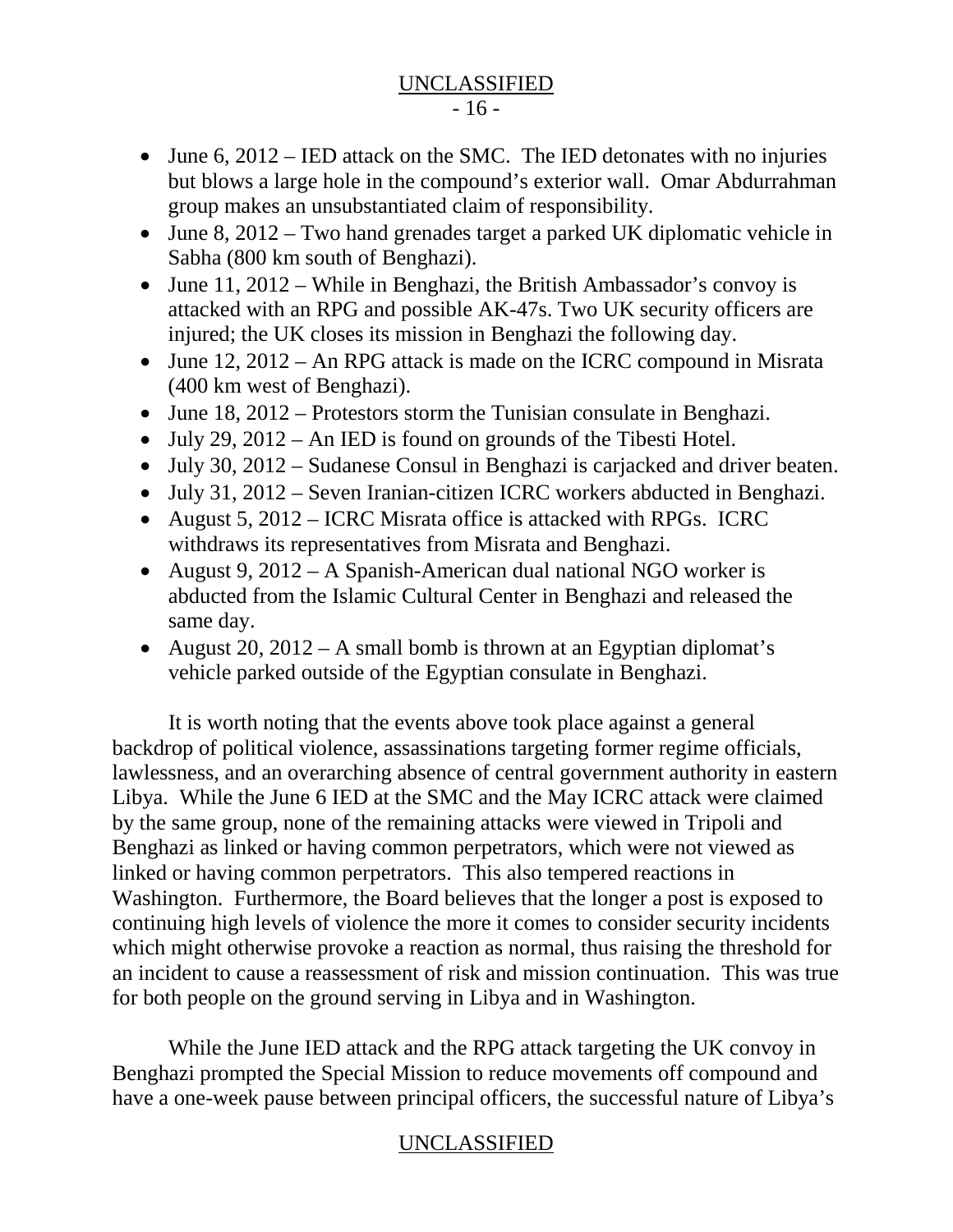- June 6, 2012 – IED attack on the SMC. The IED detonates with no injuries but blows a large hole in the compound's exterior wall. Omar Abdurrahman group makes an unsubstantiated claim of responsibility.
- June 8, 2012 – Two hand grenades target a parked UK diplomatic vehicle in Sabha (800 km south of Benghazi).
- June 11, 2012 – While in Benghazi, the British Ambassador's convoy is attacked with an RPG and possible AK-47s. Two UK security officers are injured; the UK closes its mission in Benghazi the following day.
- June 12, 2012 – An RPG attack is made on the ICRC compound in Misrata (400 km west of Benghazi).
- June 18, 2012 – Protestors storm the Tunisian consulate in Benghazi.
- July 29, 2012 – An IED is found on grounds of the Tibesti Hotel.
- July 30, 2012 – Sudanese Consul in Benghazi is carjacked and driver beaten.
- July 31, 2012 – Seven Iranian-citizen ICRC workers abducted in Benghazi.
- August 5, 2012 – ICRC Misrata office is attacked with RPGs. ICRC withdraws its representatives from Misrata and Benghazi.
- August 9, 2012 – A Spanish-American dual national NGO worker is abducted from the Islamic Cultural Center in Benghazi and released the same day.
- August 20, 2012 – A small bomb is thrown at an Egyptian diplomat's vehicle parked outside of the Egyptian consulate in Benghazi.

It is worth noting that the events above took place against a general backdrop of political violence, assassinations targeting former regime officials, lawlessness, and an overarching absence of central government authority in eastern Libya. While the June 6 IED at the SMC and the May ICRC attack were claimed by the same group, none of the remaining attacks were viewed in Tripoli and Benghazi as linked or having common perpetrators, which were not viewed as linked or having common perpetrators. This also tempered reactions in Washington. Furthermore, the Board believes that the longer a post is exposed to continuing high levels of violence the more it comes to consider security incidents which might otherwise provoke a reaction as normal, thus raising the threshold for an incident to cause a reassessment of risk and mission continuation. This was true for both people on the ground serving in Libya and in Washington.

While the June IED attack and the RPG attack targeting the UK convoy in Benghazi prompted the Special Mission to reduce movements off compound and have a one-week pause between principal officers, the successful nature of Libya's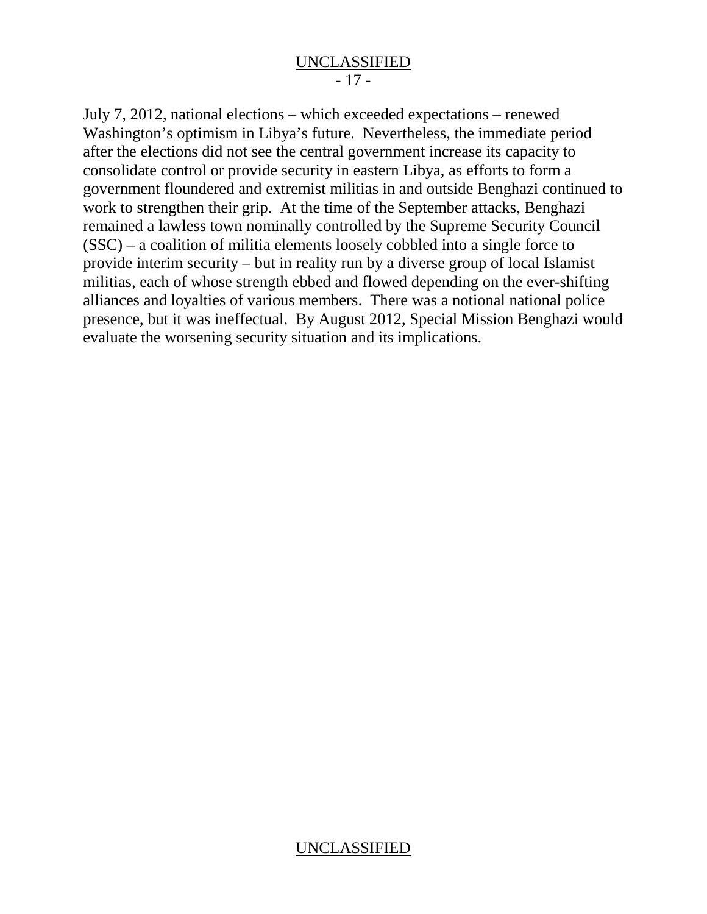July 7, 2012, national elections – which exceeded expectations – renewed Washington's optimism in Libya's future. Nevertheless, the immediate period after the elections did not see the central government increase its capacity to consolidate control or provide security in eastern Libya, as efforts to form a government floundered and extremist militias in and outside Benghazi continued to work to strengthen their grip. At the time of the September attacks, Benghazi remained a lawless town nominally controlled by the Supreme Security Council (SSC) – a coalition of militia elements loosely cobbled into a single force to provide interim security – but in reality run by a diverse group of local Islamist militias, each of whose strength ebbed and flowed depending on the ever-shifting alliances and loyalties of various members. There was a notional national police presence, but it was ineffectual. By August 2012, Special Mission Benghazi would evaluate the worsening security situation and its implications.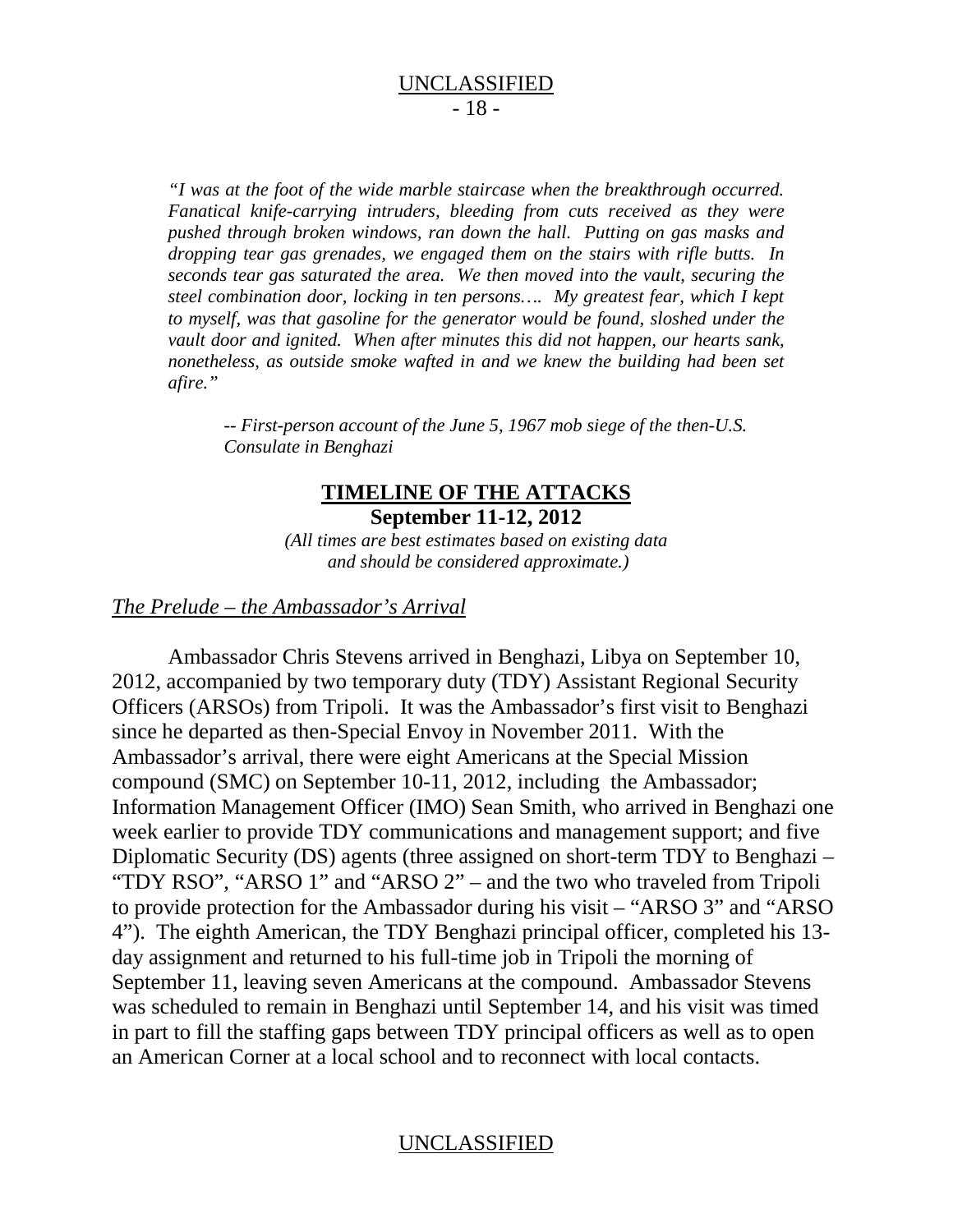*"I was at the foot of the wide marble staircase when the breakthrough occurred. Fanatical knife-carrying intruders, bleeding from cuts received as they were pushed through broken windows, ran down the hall. Putting on gas masks and dropping tear gas grenades, we engaged them on the stairs with rifle butts. In seconds tear gas saturated the area. We then moved into the vault, securing the steel combination door, locking in ten persons…. My greatest fear, which I kept to myself, was that gasoline for the generator would be found, sloshed under the vault door and ignited. When after minutes this did not happen, our hearts sank, nonetheless, as outside smoke wafted in and we knew the building had been set afire."*

*-- First-person account of the June 5, 1967 mob siege of the then-U.S. Consulate in Benghazi*

## TIMELINE OF THE ATTACKS

**September 11-12, 2012**

*(All times are best estimates based on existing data and should be considered approximate.)*

### *The Prelude – the Ambassador's Arrival*

Ambassador Chris Stevens arrived in Benghazi, Libya on September 10, 2012, accompanied by two temporary duty (TDY) Assistant Regional Security Officers (ARSOs) from Tripoli. It was the Ambassador's first visit to Benghazi since he departed as then-Special Envoy in November 2011. With the Ambassador's arrival, there were eight Americans at the Special Mission compound (SMC) on September 10-11, 2012, including the Ambassador; Information Management Officer (IMO) Sean Smith, who arrived in Benghazi one week earlier to provide TDY communications and management support; and five Diplomatic Security (DS) agents (three assigned on short-term TDY to Benghazi – "TDY RSO", "ARSO 1" and "ARSO 2" – and the two who traveled from Tripoli to provide protection for the Ambassador during his visit – "ARSO 3" and "ARSO 4"). The eighth American, the TDY Benghazi principal officer, completed his 13-day assignment and returned to his full-time job in Tripoli the morning of September 11, leaving seven Americans at the compound. Ambassador Stevens was scheduled to remain in Benghazi until September 14, and his visit was timed in part to fill the staffing gaps between TDY principal officers as well as to open an American Corner at a local school and to reconnect with local contacts.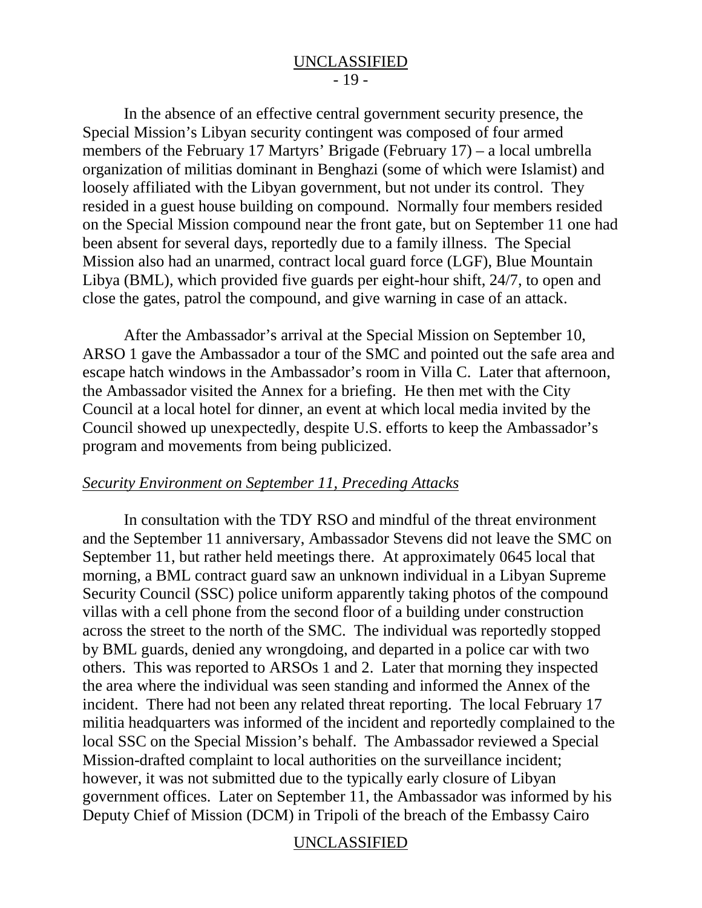In the absence of an effective central government security presence, the Special Mission's Libyan security contingent was composed of four armed members of the February 17 Martyrs' Brigade (February 17) – a local umbrella organization of militias dominant in Benghazi (some of which were Islamist) and loosely affiliated with the Libyan government, but not under its control. They resided in a guest house building on compound. Normally four members resided on the Special Mission compound near the front gate, but on September 11 one had been absent for several days, reportedly due to a family illness. The Special Mission also had an unarmed, contract local guard force (LGF), Blue Mountain Libya (BML), which provided five guards per eight-hour shift, 24/7, to open and close the gates, patrol the compound, and give warning in case of an attack.

After the Ambassador's arrival at the Special Mission on September 10, ARSO 1 gave the Ambassador a tour of the SMC and pointed out the safe area and escape hatch windows in the Ambassador's room in Villa C. Later that afternoon, the Ambassador visited the Annex for a briefing. He then met with the City Council at a local hotel for dinner, an event at which local media invited by the Council showed up unexpectedly, despite U.S. efforts to keep the Ambassador's program and movements from being publicized.

*Security Environment on September 11, Preceding Attacks*

In consultation with the TDY RSO and mindful of the threat environment and the September 11 anniversary, Ambassador Stevens did not leave the SMC on September 11, but rather held meetings there. At approximately 0645 local that morning, a BML contract guard saw an unknown individual in a Libyan Supreme Security Council (SSC) police uniform apparently taking photos of the compound villas with a cell phone from the second floor of a building under construction across the street to the north of the SMC. The individual was reportedly stopped by BML guards, denied any wrongdoing, and departed in a police car with two others. This was reported to ARSOs 1 and 2. Later that morning they inspected the area where the individual was seen standing and informed the Annex of the incident. There had not been any related threat reporting. The local February 17 militia headquarters was informed of the incident and reportedly complained to the local SSC on the Special Mission's behalf. The Ambassador reviewed a Special Mission-drafted complaint to local authorities on the surveillance incident; however, it was not submitted due to the typically early closure of Libyan government offices. Later on September 11, the Ambassador was informed by his Deputy Chief of Mission (DCM) in Tripoli of the breach of the Embassy Cairo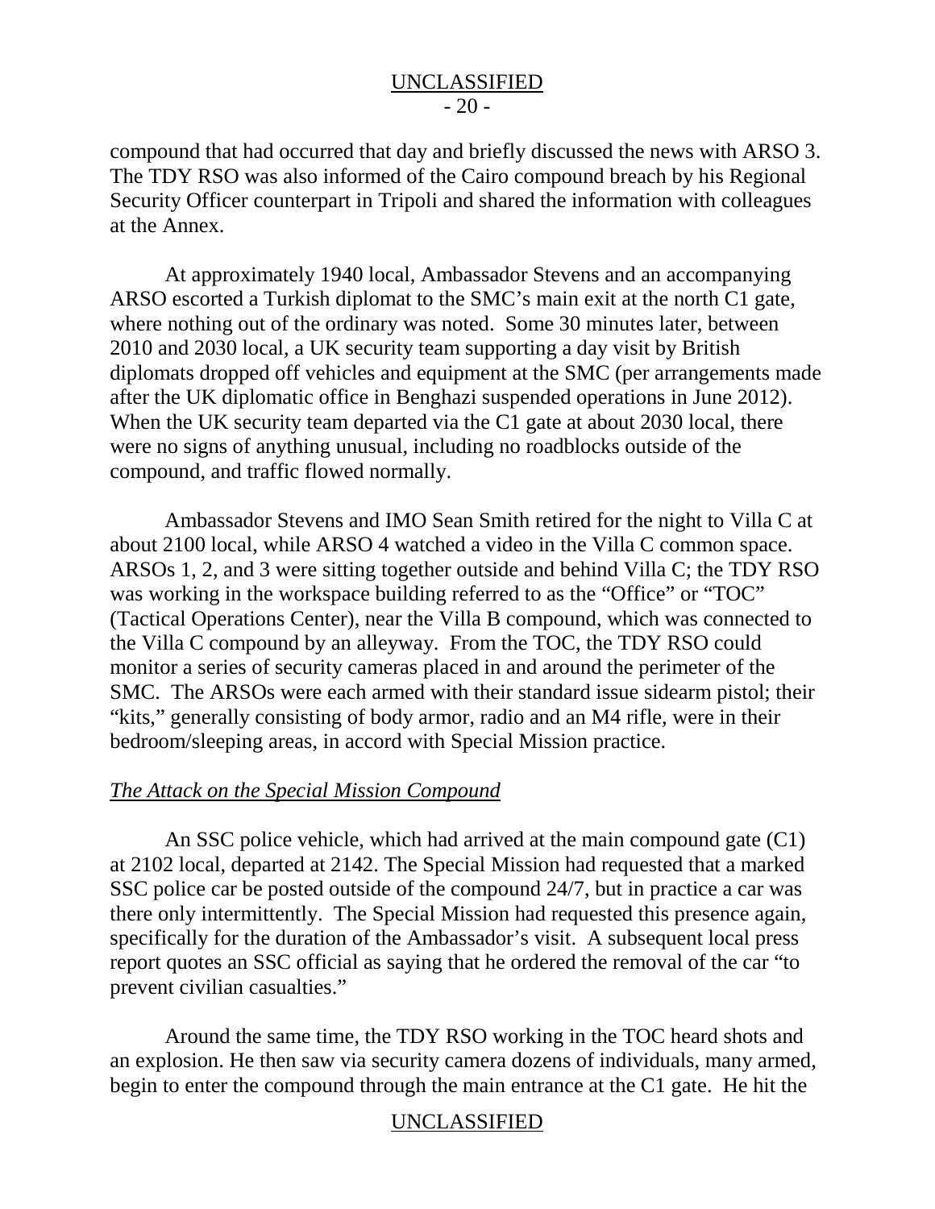compound that had occurred that day and briefly discussed the news with ARSO 3. The TDY RSO was also informed of the Cairo compound breach by his Regional Security Officer counterpart in Tripoli and shared the information with colleagues at the Annex.

At approximately 1940 local, Ambassador Stevens and an accompanying ARSO escorted a Turkish diplomat to the SMC's main exit at the north C1 gate, where nothing out of the ordinary was noted. Some 30 minutes later, between 2010 and 2030 local, a UK security team supporting a day visit by British diplomats dropped off vehicles and equipment at the SMC (per arrangements made after the UK diplomatic office in Benghazi suspended operations in June 2012). When the UK security team departed via the C1 gate at about 2030 local, there were no signs of anything unusual, including no roadblocks outside of the compound, and traffic flowed normally.

Ambassador Stevens and IMO Sean Smith retired for the night to Villa C at about 2100 local, while ARSO 4 watched a video in the Villa C common space. ARSOs 1, 2, and 3 were sitting together outside and behind Villa C; the TDY RSO was working in the workspace building referred to as the "Office" or "TOC" (Tactical Operations Center), near the Villa B compound, which was connected to the Villa C compound by an alleyway. From the TOC, the TDY RSO could monitor a series of security cameras placed in and around the perimeter of the SMC. The ARSOs were each armed with their standard issue sidearm pistol; their "kits," generally consisting of body armor, radio and an M4 rifle, were in their bedroom/sleeping areas, in accord with Special Mission practice.

*The Attack on the Special Mission Compound*

An SSC police vehicle, which had arrived at the main compound gate (C1) at 2102 local, departed at 2142. The Special Mission had requested that a marked SSC police car be posted outside of the compound 24/7, but in practice a car was there only intermittently. The Special Mission had requested this presence again, specifically for the duration of the Ambassador's visit. A subsequent local press report quotes an SSC official as saying that he ordered the removal of the car "to prevent civilian casualties."

Around the same time, the TDY RSO working in the TOC heard shots and an explosion. He then saw via security camera dozens of individuals, many armed, begin to enter the compound through the main entrance at the C1 gate. He hit the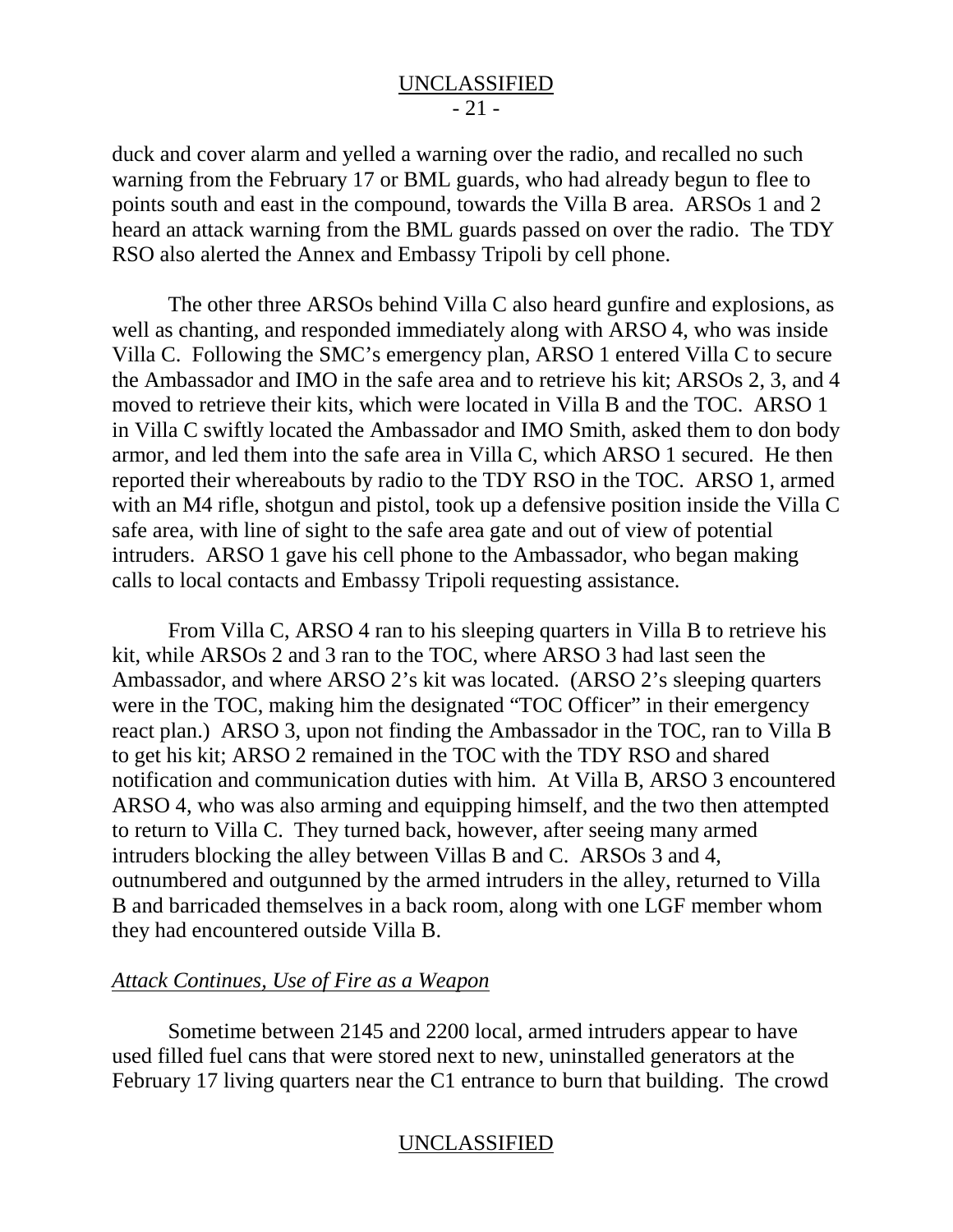duck and cover alarm and yelled a warning over the radio, and recalled no such warning from the February 17 or BML guards, who had already begun to flee to points south and east in the compound, towards the Villa B area. ARSOs 1 and 2 heard an attack warning from the BML guards passed on over the radio. The TDY RSO also alerted the Annex and Embassy Tripoli by cell phone.

The other three ARSOs behind Villa C also heard gunfire and explosions, as well as chanting, and responded immediately along with ARSO 4, who was inside Villa C. Following the SMC's emergency plan, ARSO 1 entered Villa C to secure the Ambassador and IMO in the safe area and to retrieve his kit; ARSOs 2, 3, and 4 moved to retrieve their kits, which were located in Villa B and the TOC. ARSO 1 in Villa C swiftly located the Ambassador and IMO Smith, asked them to don body armor, and led them into the safe area in Villa C, which ARSO 1 secured. He then reported their whereabouts by radio to the TDY RSO in the TOC. ARSO 1, armed with an M4 rifle, shotgun and pistol, took up a defensive position inside the Villa C safe area, with line of sight to the safe area gate and out of view of potential intruders. ARSO 1 gave his cell phone to the Ambassador, who began making calls to local contacts and Embassy Tripoli requesting assistance.

From Villa C, ARSO 4 ran to his sleeping quarters in Villa B to retrieve his kit, while ARSOs 2 and 3 ran to the TOC, where ARSO 3 had last seen the Ambassador, and where ARSO 2's kit was located. (ARSO 2's sleeping quarters were in the TOC, making him the designated "TOC Officer" in their emergency react plan.) ARSO 3, upon not finding the Ambassador in the TOC, ran to Villa B to get his kit; ARSO 2 remained in the TOC with the TDY RSO and shared notification and communication duties with him. At Villa B, ARSO 3 encountered ARSO 4, who was also arming and equipping himself, and the two then attempted to return to Villa C. They turned back, however, after seeing many armed intruders blocking the alley between Villas B and C. ARSOs 3 and 4, outnumbered and outgunned by the armed intruders in the alley, returned to Villa B and barricaded themselves in a back room, along with one LGF member whom they had encountered outside Villa B.

*Attack Continues, Use of Fire as a Weapon*

Sometime between 2145 and 2200 local, armed intruders appear to have used filled fuel cans that were stored next to new, uninstalled generators at the February 17 living quarters near the C1 entrance to burn that building. The crowd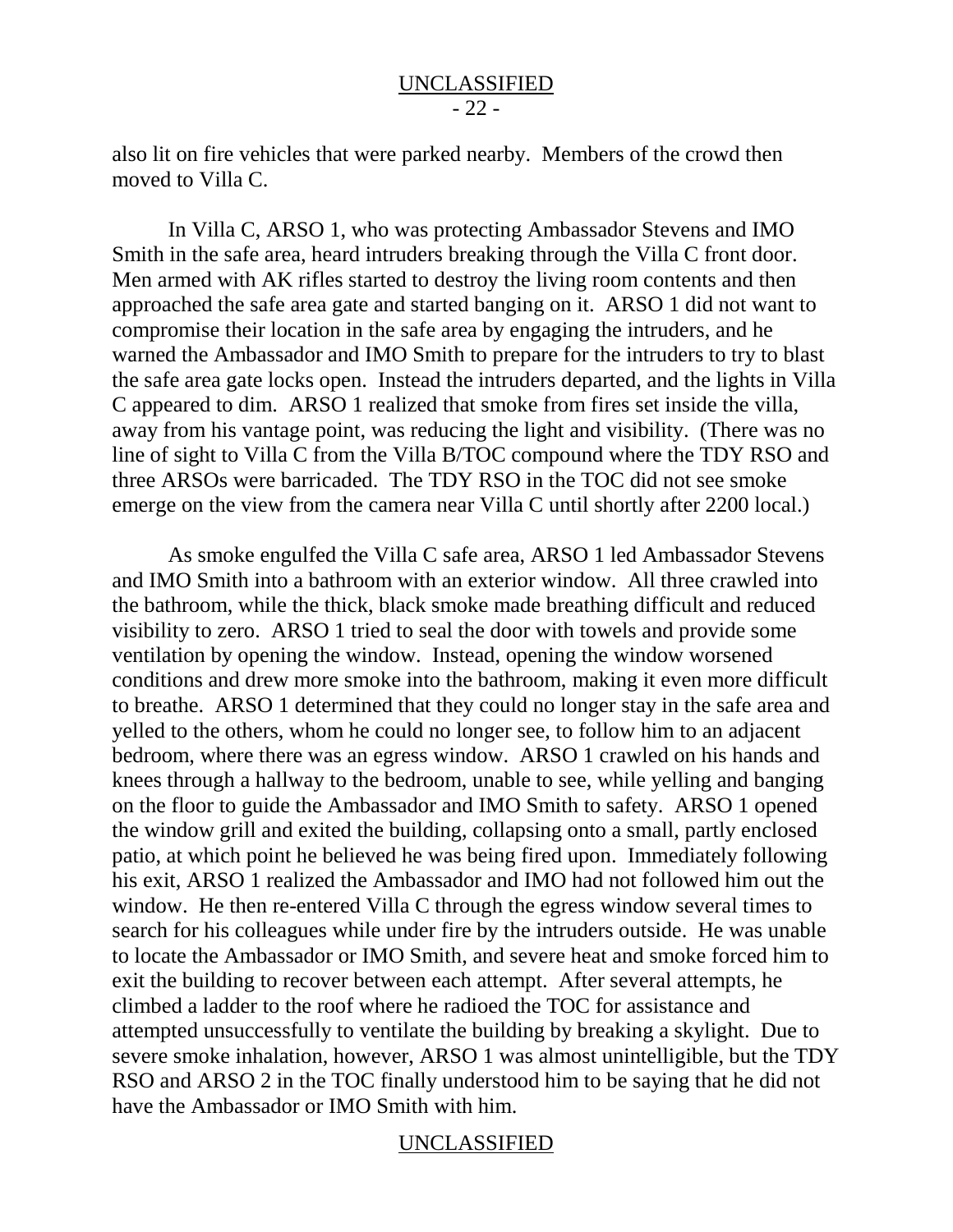also lit on fire vehicles that were parked nearby. Members of the crowd then moved to Villa C.

In Villa C, ARSO 1, who was protecting Ambassador Stevens and IMO Smith in the safe area, heard intruders breaking through the Villa C front door. Men armed with AK rifles started to destroy the living room contents and then approached the safe area gate and started banging on it. ARSO 1 did not want to compromise their location in the safe area by engaging the intruders, and he warned the Ambassador and IMO Smith to prepare for the intruders to try to blast the safe area gate locks open. Instead the intruders departed, and the lights in Villa C appeared to dim. ARSO 1 realized that smoke from fires set inside the villa, away from his vantage point, was reducing the light and visibility. (There was no line of sight to Villa C from the Villa B/TOC compound where the TDY RSO and three ARSOs were barricaded. The TDY RSO in the TOC did not see smoke emerge on the view from the camera near Villa C until shortly after 2200 local.)

As smoke engulfed the Villa C safe area, ARSO 1 led Ambassador Stevens and IMO Smith into a bathroom with an exterior window. All three crawled into the bathroom, while the thick, black smoke made breathing difficult and reduced visibility to zero. ARSO 1 tried to seal the door with towels and provide some ventilation by opening the window. Instead, opening the window worsened conditions and drew more smoke into the bathroom, making it even more difficult to breathe. ARSO 1 determined that they could no longer stay in the safe area and yelled to the others, whom he could no longer see, to follow him to an adjacent bedroom, where there was an egress window. ARSO 1 crawled on his hands and knees through a hallway to the bedroom, unable to see, while yelling and banging on the floor to guide the Ambassador and IMO Smith to safety. ARSO 1 opened the window grill and exited the building, collapsing onto a small, partly enclosed patio, at which point he believed he was being fired upon. Immediately following his exit, ARSO 1 realized the Ambassador and IMO had not followed him out the window. He then re-entered Villa C through the egress window several times to search for his colleagues while under fire by the intruders outside. He was unable to locate the Ambassador or IMO Smith, and severe heat and smoke forced him to exit the building to recover between each attempt. After several attempts, he climbed a ladder to the roof where he radioed the TOC for assistance and attempted unsuccessfully to ventilate the building by breaking a skylight. Due to severe smoke inhalation, however, ARSO 1 was almost unintelligible, but the TDY RSO and ARSO 2 in the TOC finally understood him to be saying that he did not have the Ambassador or IMO Smith with him.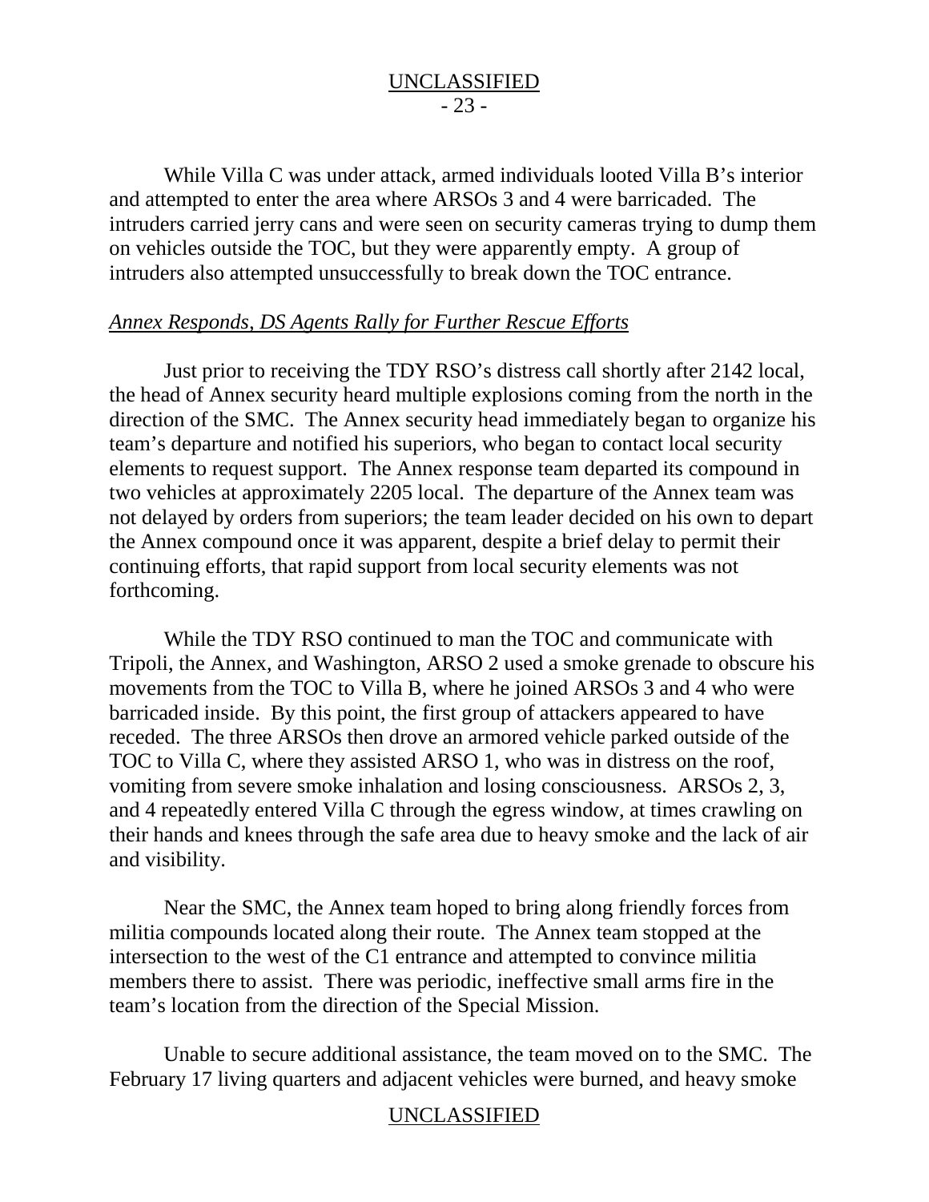While Villa C was under attack, armed individuals looted Villa B's interior and attempted to enter the area where ARSOs 3 and 4 were barricaded. The intruders carried jerry cans and were seen on security cameras trying to dump them on vehicles outside the TOC, but they were apparently empty. A group of intruders also attempted unsuccessfully to break down the TOC entrance.

*Annex Responds, DS Agents Rally for Further Rescue Efforts*

Just prior to receiving the TDY RSO's distress call shortly after 2142 local, the head of Annex security heard multiple explosions coming from the north in the direction of the SMC. The Annex security head immediately began to organize his team's departure and notified his superiors, who began to contact local security elements to request support. The Annex response team departed its compound in two vehicles at approximately 2205 local. The departure of the Annex team was not delayed by orders from superiors; the team leader decided on his own to depart the Annex compound once it was apparent, despite a brief delay to permit their continuing efforts, that rapid support from local security elements was not forthcoming.

While the TDY RSO continued to man the TOC and communicate with Tripoli, the Annex, and Washington, ARSO 2 used a smoke grenade to obscure his movements from the TOC to Villa B, where he joined ARSOs 3 and 4 who were barricaded inside. By this point, the first group of attackers appeared to have receded. The three ARSOs then drove an armored vehicle parked outside of the TOC to Villa C, where they assisted ARSO 1, who was in distress on the roof, vomiting from severe smoke inhalation and losing consciousness. ARSOs 2, 3, and 4 repeatedly entered Villa C through the egress window, at times crawling on their hands and knees through the safe area due to heavy smoke and the lack of air and visibility.

Near the SMC, the Annex team hoped to bring along friendly forces from militia compounds located along their route. The Annex team stopped at the intersection to the west of the C1 entrance and attempted to convince militia members there to assist. There was periodic, ineffective small arms fire in the team's location from the direction of the Special Mission.

Unable to secure additional assistance, the team moved on to the SMC. The February 17 living quarters and adjacent vehicles were burned, and heavy smoke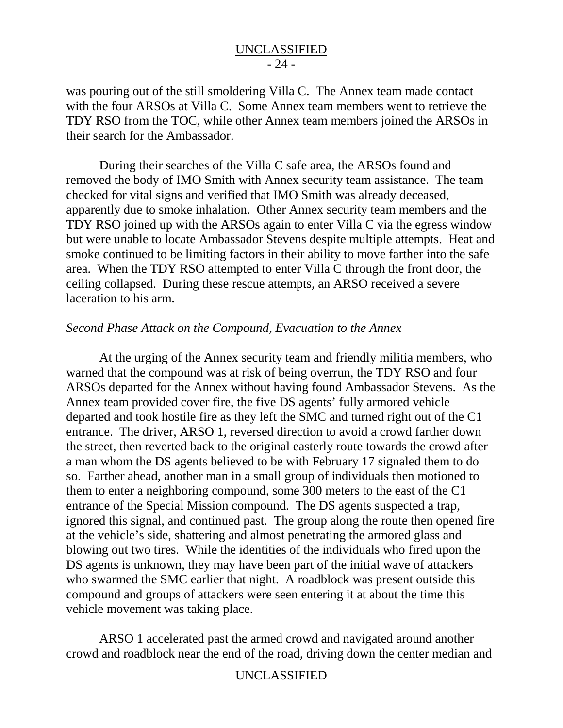was pouring out of the still smoldering Villa C. The Annex team made contact with the four ARSOs at Villa C. Some Annex team members went to retrieve the TDY RSO from the TOC, while other Annex team members joined the ARSOs in their search for the Ambassador.

During their searches of the Villa C safe area, the ARSOs found and removed the body of IMO Smith with Annex security team assistance. The team checked for vital signs and verified that IMO Smith was already deceased, apparently due to smoke inhalation. Other Annex security team members and the TDY RSO joined up with the ARSOs again to enter Villa C via the egress window but were unable to locate Ambassador Stevens despite multiple attempts. Heat and smoke continued to be limiting factors in their ability to move farther into the safe area. When the TDY RSO attempted to enter Villa C through the front door, the ceiling collapsed. During these rescue attempts, an ARSO received a severe laceration to his arm.

*Second Phase Attack on the Compound, Evacuation to the Annex*

At the urging of the Annex security team and friendly militia members, who warned that the compound was at risk of being overrun, the TDY RSO and four ARSOs departed for the Annex without having found Ambassador Stevens. As the Annex team provided cover fire, the five DS agents' fully armored vehicle departed and took hostile fire as they left the SMC and turned right out of the C1 entrance. The driver, ARSO 1, reversed direction to avoid a crowd farther down the street, then reverted back to the original easterly route towards the crowd after a man whom the DS agents believed to be with February 17 signaled them to do so. Farther ahead, another man in a small group of individuals then motioned to them to enter a neighboring compound, some 300 meters to the east of the C1 entrance of the Special Mission compound. The DS agents suspected a trap, ignored this signal, and continued past. The group along the route then opened fire at the vehicle's side, shattering and almost penetrating the armored glass and blowing out two tires. While the identities of the individuals who fired upon the DS agents is unknown, they may have been part of the initial wave of attackers who swarmed the SMC earlier that night. A roadblock was present outside this compound and groups of attackers were seen entering it at about the time this vehicle movement was taking place.

ARSO 1 accelerated past the armed crowd and navigated around another crowd and roadblock near the end of the road, driving down the center median and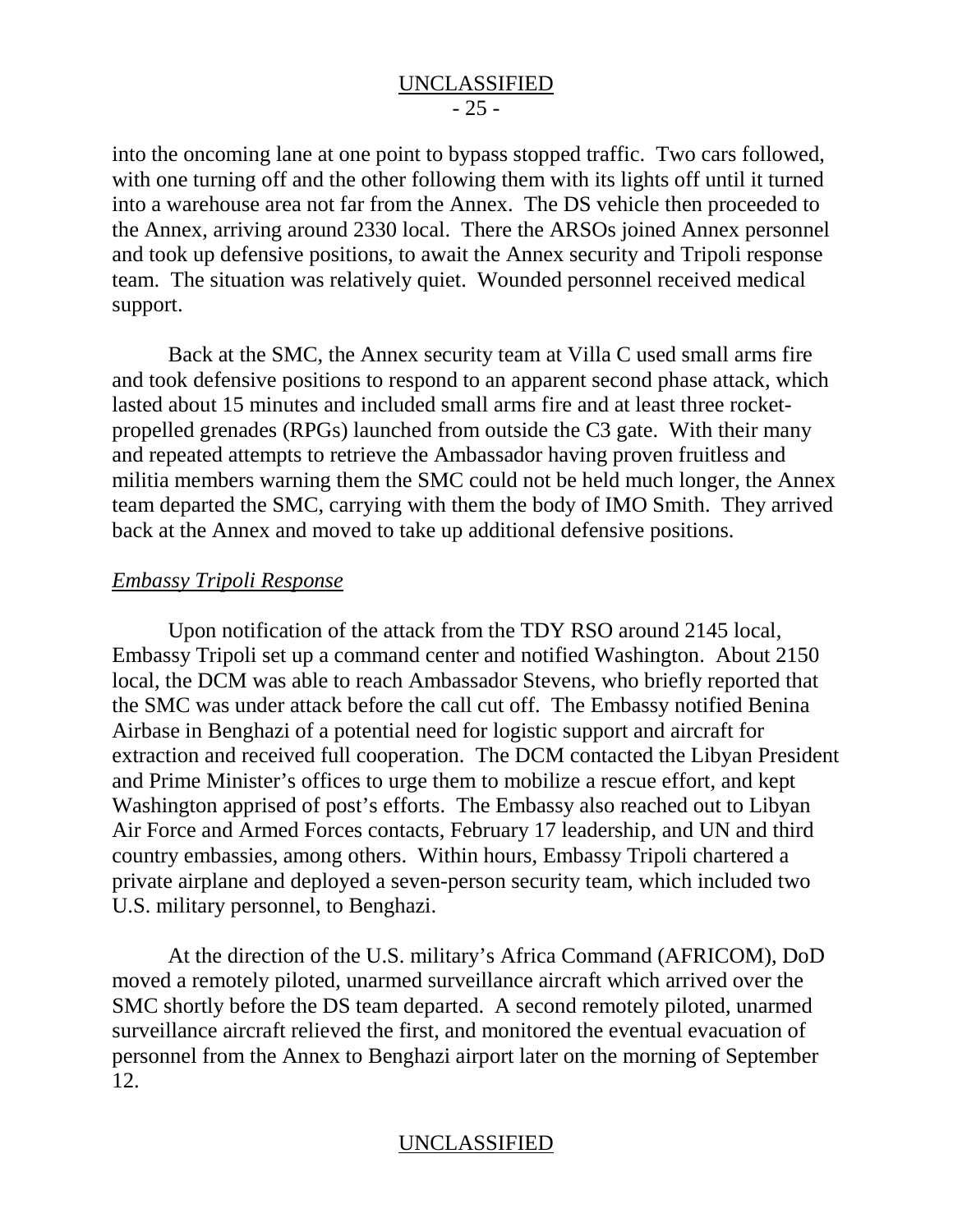into the oncoming lane at one point to bypass stopped traffic. Two cars followed, with one turning off and the other following them with its lights off until it turned into a warehouse area not far from the Annex. The DS vehicle then proceeded to the Annex, arriving around 2330 local. There the ARSOs joined Annex personnel and took up defensive positions, to await the Annex security and Tripoli response team. The situation was relatively quiet. Wounded personnel received medical support.

Back at the SMC, the Annex security team at Villa C used small arms fire and took defensive positions to respond to an apparent second phase attack, which lasted about 15 minutes and included small arms fire and at least three rocket-propelled grenades (RPGs) launched from outside the C3 gate. With their many and repeated attempts to retrieve the Ambassador having proven fruitless and militia members warning them the SMC could not be held much longer, the Annex team departed the SMC, carrying with them the body of IMO Smith. They arrived back at the Annex and moved to take up additional defensive positions.

*Embassy Tripoli Response*

Upon notification of the attack from the TDY RSO around 2145 local, Embassy Tripoli set up a command center and notified Washington. About 2150 local, the DCM was able to reach Ambassador Stevens, who briefly reported that the SMC was under attack before the call cut off. The Embassy notified Benina Airbase in Benghazi of a potential need for logistic support and aircraft for extraction and received full cooperation. The DCM contacted the Libyan President and Prime Minister's offices to urge them to mobilize a rescue effort, and kept Washington apprised of post's efforts. The Embassy also reached out to Libyan Air Force and Armed Forces contacts, February 17 leadership, and UN and third country embassies, among others. Within hours, Embassy Tripoli chartered a private airplane and deployed a seven-person security team, which included two U.S. military personnel, to Benghazi.

At the direction of the U.S. military's Africa Command (AFRICOM), DoD moved a remotely piloted, unarmed surveillance aircraft which arrived over the SMC shortly before the DS team departed. A second remotely piloted, unarmed surveillance aircraft relieved the first, and monitored the eventual evacuation of personnel from the Annex to Benghazi airport later on the morning of September 12.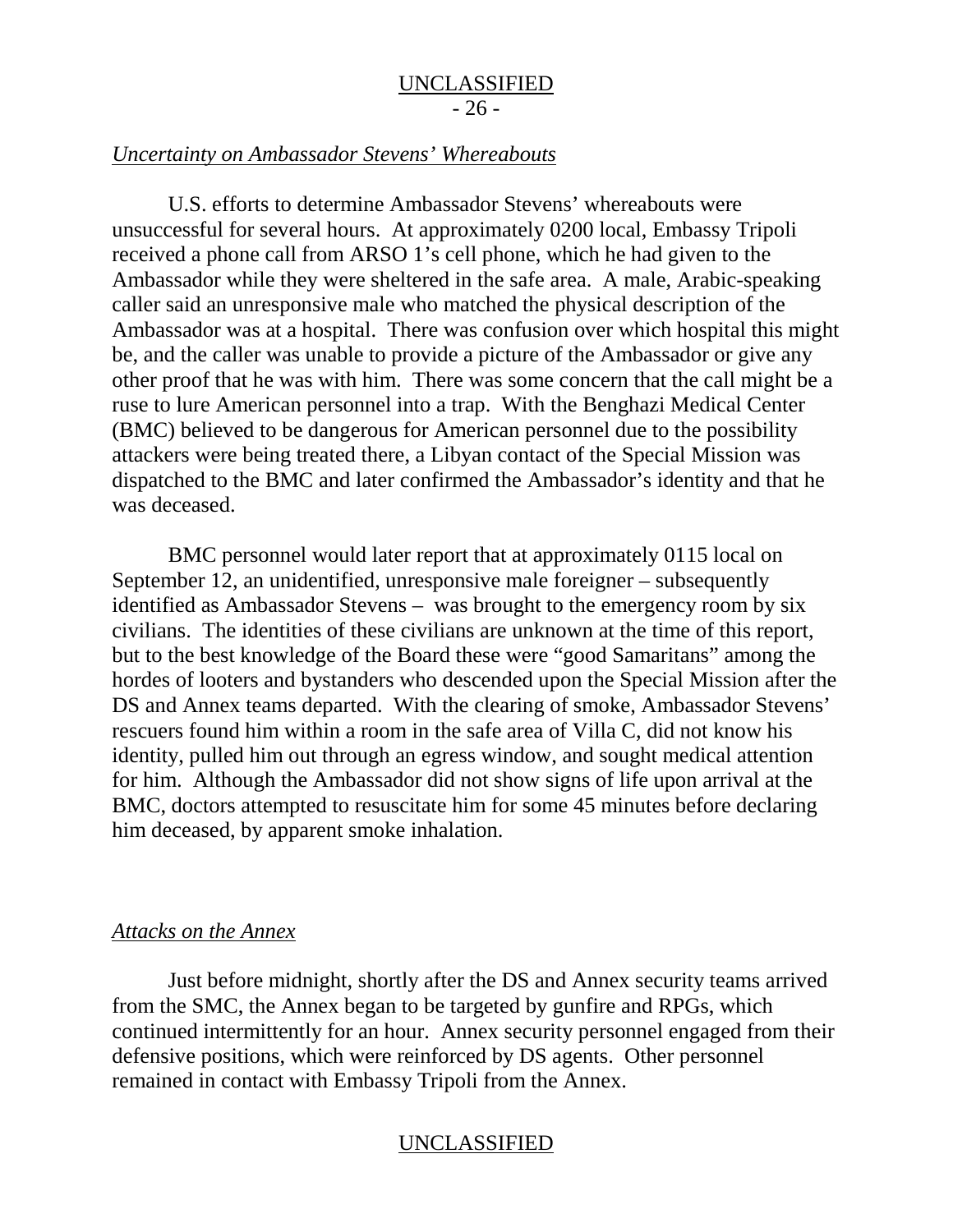*Uncertainty on Ambassador Stevens' Whereabouts*

U.S. efforts to determine Ambassador Stevens' whereabouts were unsuccessful for several hours. At approximately 0200 local, Embassy Tripoli received a phone call from ARSO 1's cell phone, which he had given to the Ambassador while they were sheltered in the safe area. A male, Arabic-speaking caller said an unresponsive male who matched the physical description of the Ambassador was at a hospital. There was confusion over which hospital this might be, and the caller was unable to provide a picture of the Ambassador or give any other proof that he was with him. There was some concern that the call might be a ruse to lure American personnel into a trap. With the Benghazi Medical Center (BMC) believed to be dangerous for American personnel due to the possibility attackers were being treated there, a Libyan contact of the Special Mission was dispatched to the BMC and later confirmed the Ambassador's identity and that he was deceased.

BMC personnel would later report that at approximately 0115 local on September 12, an unidentified, unresponsive male foreigner – subsequently identified as Ambassador Stevens – was brought to the emergency room by six civilians. The identities of these civilians are unknown at the time of this report, but to the best knowledge of the Board these were "good Samaritans" among the hordes of looters and bystanders who descended upon the Special Mission after the DS and Annex teams departed. With the clearing of smoke, Ambassador Stevens' rescuers found him within a room in the safe area of Villa C, did not know his identity, pulled him out through an egress window, and sought medical attention for him. Although the Ambassador did not show signs of life upon arrival at the BMC, doctors attempted to resuscitate him for some 45 minutes before declaring him deceased, by apparent smoke inhalation.

*Attacks on the Annex*

Just before midnight, shortly after the DS and Annex security teams arrived from the SMC, the Annex began to be targeted by gunfire and RPGs, which continued intermittently for an hour. Annex security personnel engaged from their defensive positions, which were reinforced by DS agents. Other personnel remained in contact with Embassy Tripoli from the Annex.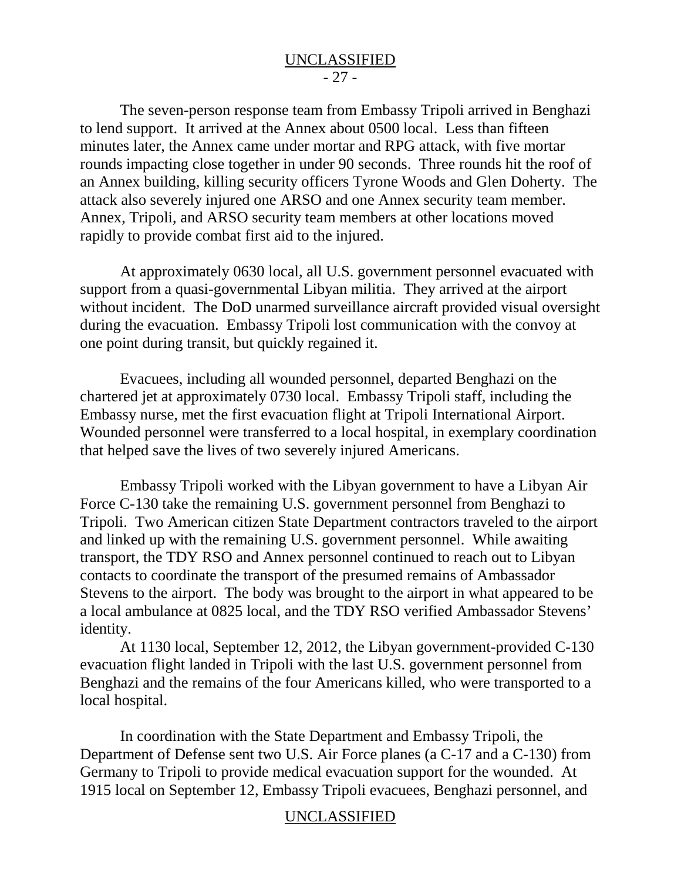The seven-person response team from Embassy Tripoli arrived in Benghazi to lend support. It arrived at the Annex about 0500 local. Less than fifteen minutes later, the Annex came under mortar and RPG attack, with five mortar rounds impacting close together in under 90 seconds. Three rounds hit the roof of an Annex building, killing security officers Tyrone Woods and Glen Doherty. The attack also severely injured one ARSO and one Annex security team member. Annex, Tripoli, and ARSO security team members at other locations moved rapidly to provide combat first aid to the injured.

At approximately 0630 local, all U.S. government personnel evacuated with support from a quasi-governmental Libyan militia. They arrived at the airport without incident. The DoD unarmed surveillance aircraft provided visual oversight during the evacuation. Embassy Tripoli lost communication with the convoy at one point during transit, but quickly regained it.

Evacuees, including all wounded personnel, departed Benghazi on the chartered jet at approximately 0730 local. Embassy Tripoli staff, including the Embassy nurse, met the first evacuation flight at Tripoli International Airport. Wounded personnel were transferred to a local hospital, in exemplary coordination that helped save the lives of two severely injured Americans.

Embassy Tripoli worked with the Libyan government to have a Libyan Air Force C-130 take the remaining U.S. government personnel from Benghazi to Tripoli. Two American citizen State Department contractors traveled to the airport and linked up with the remaining U.S. government personnel. While awaiting transport, the TDY RSO and Annex personnel continued to reach out to Libyan contacts to coordinate the transport of the presumed remains of Ambassador Stevens to the airport. The body was brought to the airport in what appeared to be a local ambulance at 0825 local, and the TDY RSO verified Ambassador Stevens' identity.

At 1130 local, September 12, 2012, the Libyan government-provided C-130 evacuation flight landed in Tripoli with the last U.S. government personnel from Benghazi and the remains of the four Americans killed, who were transported to a local hospital.

In coordination with the State Department and Embassy Tripoli, the Department of Defense sent two U.S. Air Force planes (a C-17 and a C-130) from Germany to Tripoli to provide medical evacuation support for the wounded. At 1915 local on September 12, Embassy Tripoli evacuees, Benghazi personnel, and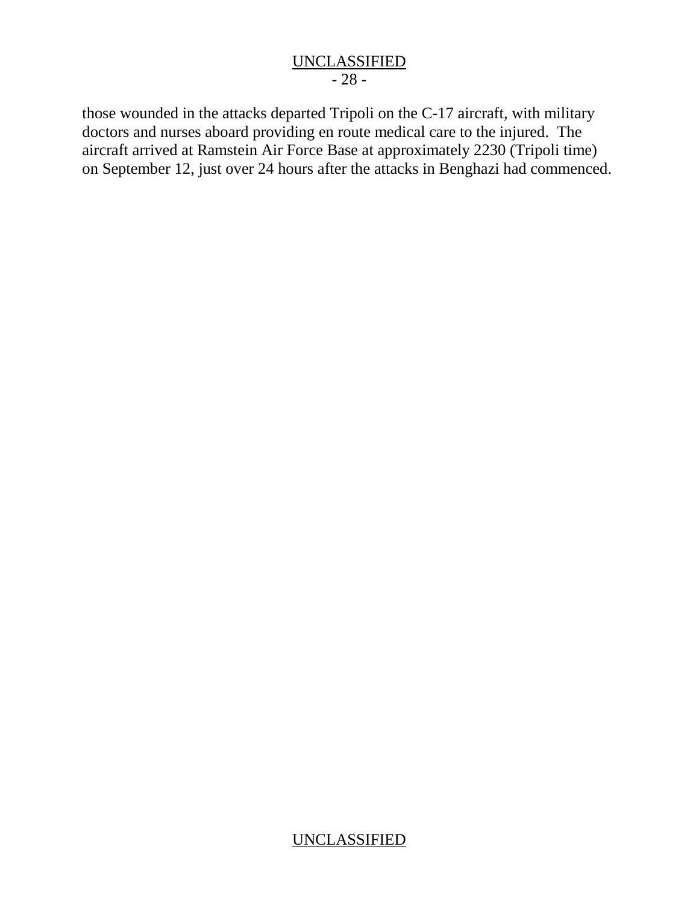those wounded in the attacks departed Tripoli on the C-17 aircraft, with military doctors and nurses aboard providing en route medical care to the injured. The aircraft arrived at Ramstein Air Force Base at approximately 2230 (Tripoli time) on September 12, just over 24 hours after the attacks in Benghazi had commenced.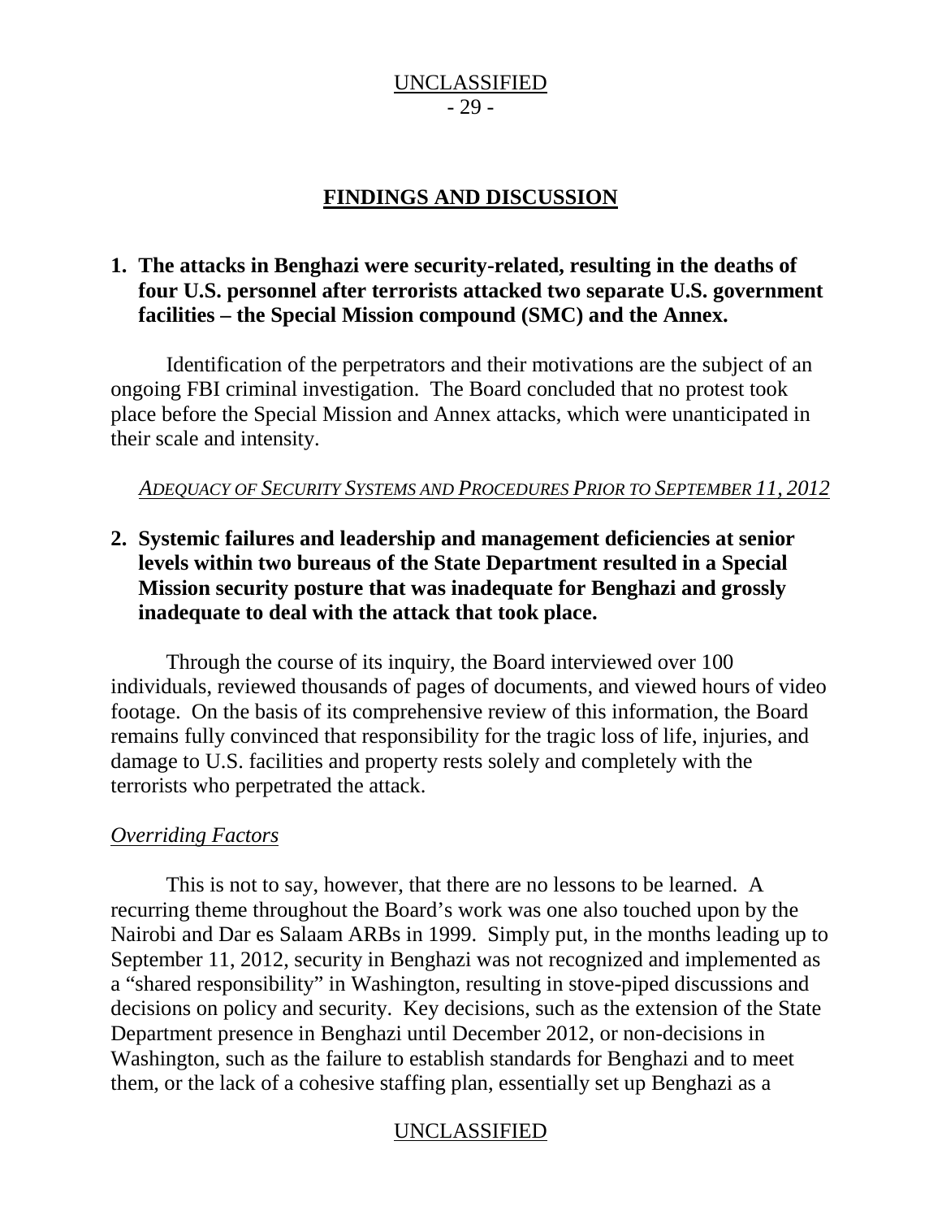## FINDINGS AND DISCUSSION

**1. The attacks in Benghazi were security-related, resulting in the deaths of four U.S. personnel after terrorists attacked two separate U.S. government facilities – the Special Mission compound (SMC) and the Annex.**

Identification of the perpetrators and their motivations are the subject of an ongoing FBI criminal investigation. The Board concluded that no protest took place before the Special Mission and Annex attacks, which were unanticipated in their scale and intensity.

### *Adequacy of Security Systems and Procedures Prior to September 11, 2012*

**2. Systemic failures and leadership and management deficiencies at senior levels within two bureaus of the State Department resulted in a Special Mission security posture that was inadequate for Benghazi and grossly inadequate to deal with the attack that took place.**

Through the course of its inquiry, the Board interviewed over 100 individuals, reviewed thousands of pages of documents, and viewed hours of video footage. On the basis of its comprehensive review of this information, the Board remains fully convinced that responsibility for the tragic loss of life, injuries, and damage to U.S. facilities and property rests solely and completely with the terrorists who perpetrated the attack.

*Overriding Factors*

This is not to say, however, that there are no lessons to be learned. A recurring theme throughout the Board's work was one also touched upon by the Nairobi and Dar es Salaam ARBs in 1999. Simply put, in the months leading up to September 11, 2012, security in Benghazi was not recognized and implemented as a "shared responsibility" in Washington, resulting in stove-piped discussions and decisions on policy and security. Key decisions, such as the extension of the State Department presence in Benghazi until December 2012, or non-decisions in Washington, such as the failure to establish standards for Benghazi and to meet them, or the lack of a cohesive staffing plan, essentially set up Benghazi as a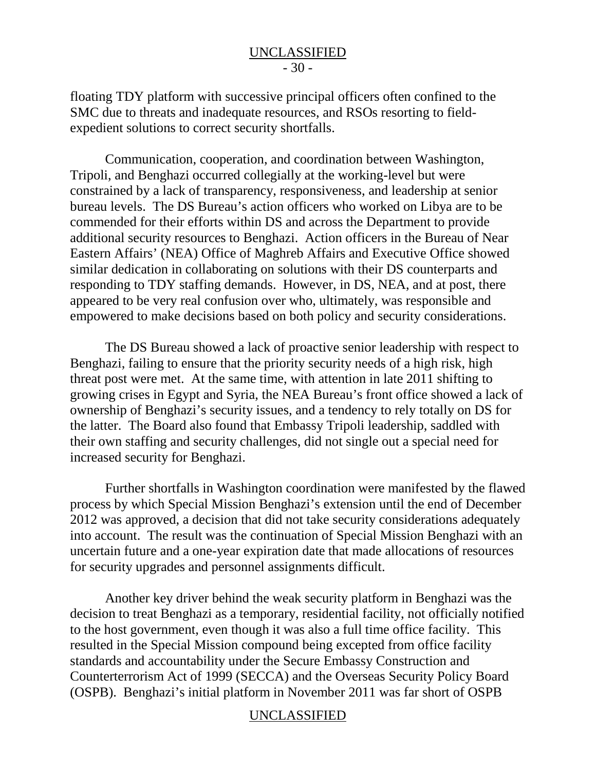floating TDY platform with successive principal officers often confined to the SMC due to threats and inadequate resources, and RSOs resorting to field-expedient solutions to correct security shortfalls.

Communication, cooperation, and coordination between Washington, Tripoli, and Benghazi occurred collegially at the working-level but were constrained by a lack of transparency, responsiveness, and leadership at senior bureau levels. The DS Bureau's action officers who worked on Libya are to be commended for their efforts within DS and across the Department to provide additional security resources to Benghazi. Action officers in the Bureau of Near Eastern Affairs' (NEA) Office of Maghreb Affairs and Executive Office showed similar dedication in collaborating on solutions with their DS counterparts and responding to TDY staffing demands. However, in DS, NEA, and at post, there appeared to be very real confusion over who, ultimately, was responsible and empowered to make decisions based on both policy and security considerations.

The DS Bureau showed a lack of proactive senior leadership with respect to Benghazi, failing to ensure that the priority security needs of a high risk, high threat post were met. At the same time, with attention in late 2011 shifting to growing crises in Egypt and Syria, the NEA Bureau's front office showed a lack of ownership of Benghazi's security issues, and a tendency to rely totally on DS for the latter. The Board also found that Embassy Tripoli leadership, saddled with their own staffing and security challenges, did not single out a special need for increased security for Benghazi.

Further shortfalls in Washington coordination were manifested by the flawed process by which Special Mission Benghazi's extension until the end of December 2012 was approved, a decision that did not take security considerations adequately into account. The result was the continuation of Special Mission Benghazi with an uncertain future and a one-year expiration date that made allocations of resources for security upgrades and personnel assignments difficult.

Another key driver behind the weak security platform in Benghazi was the decision to treat Benghazi as a temporary, residential facility, not officially notified to the host government, even though it was also a full time office facility. This resulted in the Special Mission compound being excepted from office facility standards and accountability under the Secure Embassy Construction and Counterterrorism Act of 1999 (SECCA) and the Overseas Security Policy Board (OSPB). Benghazi's initial platform in November 2011 was far short of OSPB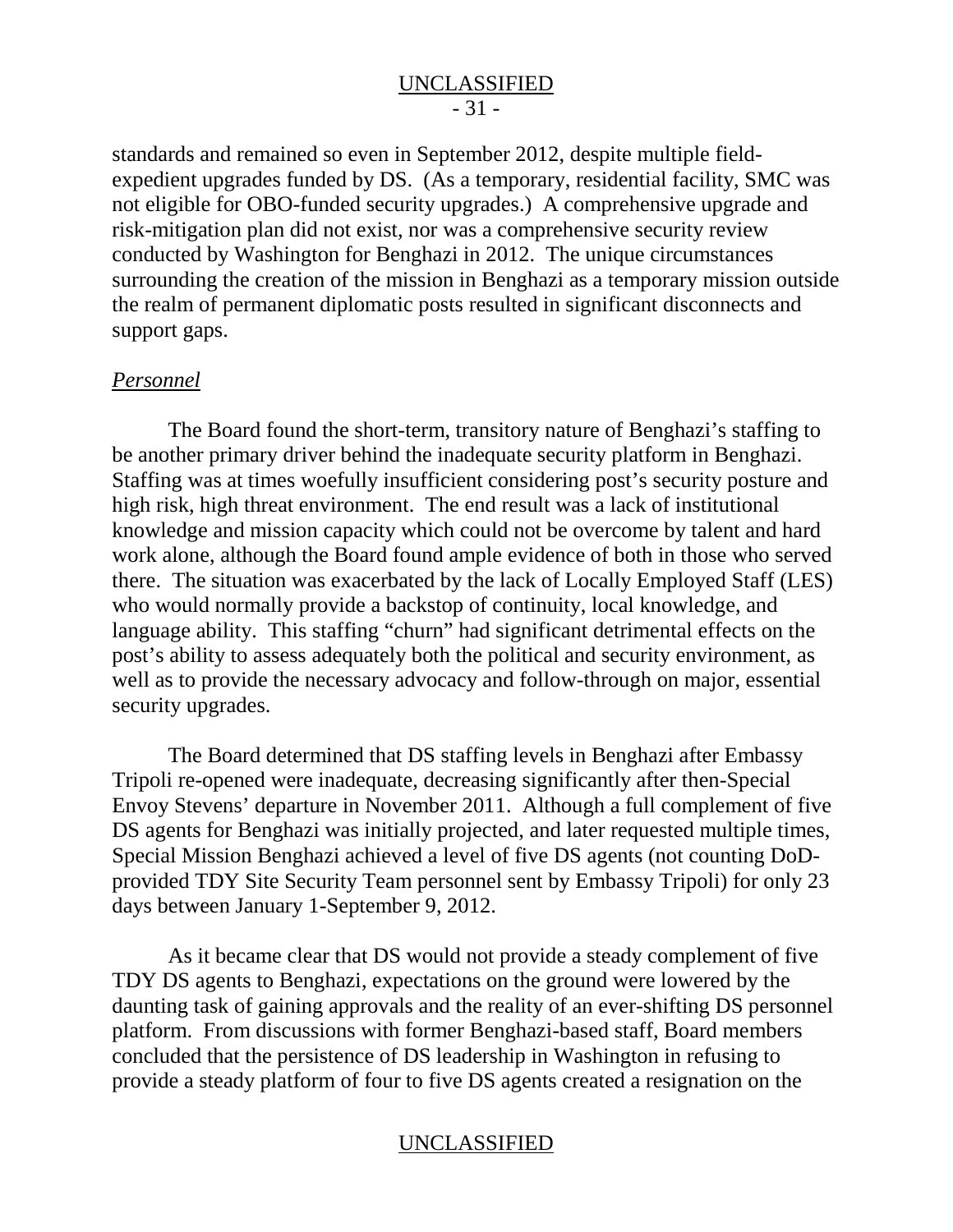standards and remained so even in September 2012, despite multiple field-expedient upgrades funded by DS. (As a temporary, residential facility, SMC was not eligible for OBO-funded security upgrades.) A comprehensive upgrade and risk-mitigation plan did not exist, nor was a comprehensive security review conducted by Washington for Benghazi in 2012. The unique circumstances surrounding the creation of the mission in Benghazi as a temporary mission outside the realm of permanent diplomatic posts resulted in significant disconnects and support gaps.

*Personnel*

The Board found the short-term, transitory nature of Benghazi's staffing to be another primary driver behind the inadequate security platform in Benghazi. Staffing was at times woefully insufficient considering post's security posture and high risk, high threat environment. The end result was a lack of institutional knowledge and mission capacity which could not be overcome by talent and hard work alone, although the Board found ample evidence of both in those who served there. The situation was exacerbated by the lack of Locally Employed Staff (LES) who would normally provide a backstop of continuity, local knowledge, and language ability. This staffing "churn" had significant detrimental effects on the post's ability to assess adequately both the political and security environment, as well as to provide the necessary advocacy and follow-through on major, essential security upgrades.

The Board determined that DS staffing levels in Benghazi after Embassy Tripoli re-opened were inadequate, decreasing significantly after then-Special Envoy Stevens' departure in November 2011. Although a full complement of five DS agents for Benghazi was initially projected, and later requested multiple times, Special Mission Benghazi achieved a level of five DS agents (not counting DoD-provided TDY Site Security Team personnel sent by Embassy Tripoli) for only 23 days between January 1-September 9, 2012.

As it became clear that DS would not provide a steady complement of five TDY DS agents to Benghazi, expectations on the ground were lowered by the daunting task of gaining approvals and the reality of an ever-shifting DS personnel platform. From discussions with former Benghazi-based staff, Board members concluded that the persistence of DS leadership in Washington in refusing to provide a steady platform of four to five DS agents created a resignation on the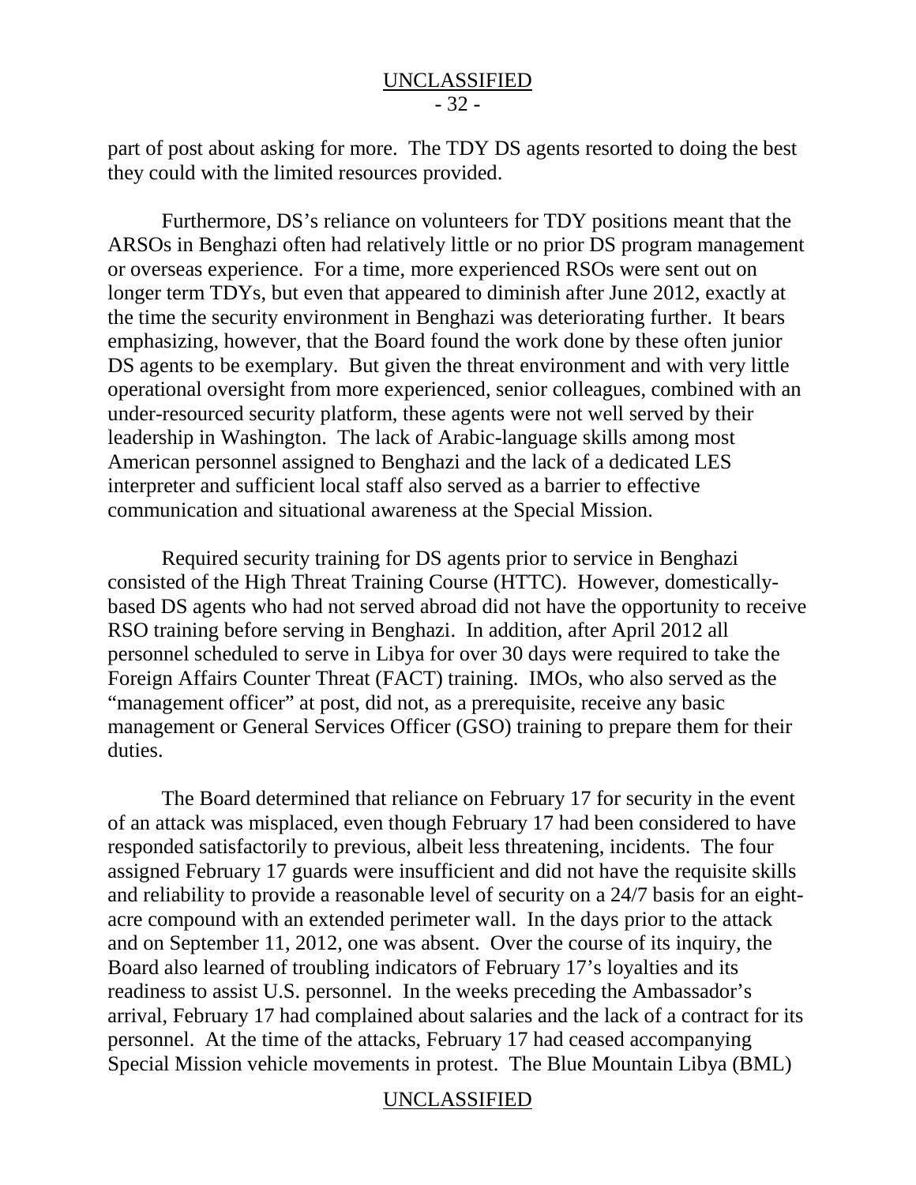part of post about asking for more. The TDY DS agents resorted to doing the best they could with the limited resources provided.

Furthermore, DS's reliance on volunteers for TDY positions meant that the ARSOs in Benghazi often had relatively little or no prior DS program management or overseas experience. For a time, more experienced RSOs were sent out on longer term TDYs, but even that appeared to diminish after June 2012, exactly at the time the security environment in Benghazi was deteriorating further. It bears emphasizing, however, that the Board found the work done by these often junior DS agents to be exemplary. But given the threat environment and with very little operational oversight from more experienced, senior colleagues, combined with an under-resourced security platform, these agents were not well served by their leadership in Washington. The lack of Arabic-language skills among most American personnel assigned to Benghazi and the lack of a dedicated LES interpreter and sufficient local staff also served as a barrier to effective communication and situational awareness at the Special Mission.

Required security training for DS agents prior to service in Benghazi consisted of the High Threat Training Course (HTTC). However, domestically-based DS agents who had not served abroad did not have the opportunity to receive RSO training before serving in Benghazi. In addition, after April 2012 all personnel scheduled to serve in Libya for over 30 days were required to take the Foreign Affairs Counter Threat (FACT) training. IMOs, who also served as the "management officer" at post, did not, as a prerequisite, receive any basic management or General Services Officer (GSO) training to prepare them for their duties.

The Board determined that reliance on February 17 for security in the event of an attack was misplaced, even though February 17 had been considered to have responded satisfactorily to previous, albeit less threatening, incidents. The four assigned February 17 guards were insufficient and did not have the requisite skills and reliability to provide a reasonable level of security on a 24/7 basis for an eight-acre compound with an extended perimeter wall. In the days prior to the attack and on September 11, 2012, one was absent. Over the course of its inquiry, the Board also learned of troubling indicators of February 17's loyalties and its readiness to assist U.S. personnel. In the weeks preceding the Ambassador's arrival, February 17 had complained about salaries and the lack of a contract for its personnel. At the time of the attacks, February 17 had ceased accompanying Special Mission vehicle movements in protest. The Blue Mountain Libya (BML)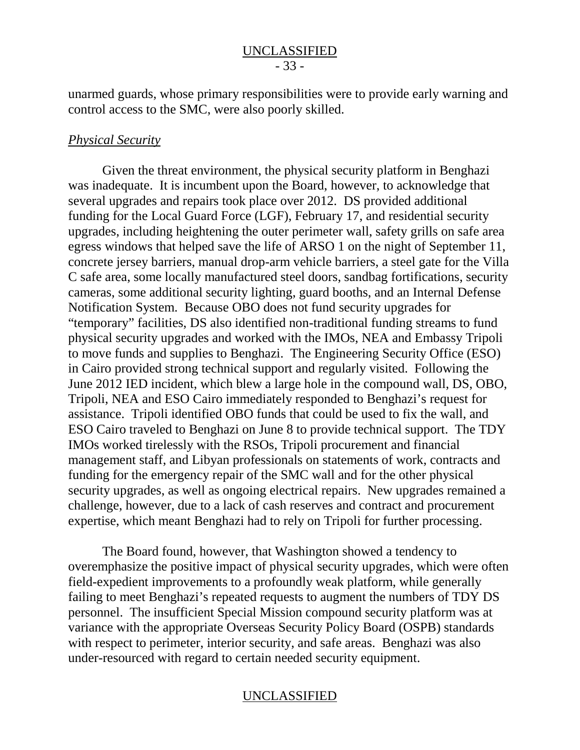unarmed guards, whose primary responsibilities were to provide early warning and control access to the SMC, were also poorly skilled.

*Physical Security*

Given the threat environment, the physical security platform in Benghazi was inadequate. It is incumbent upon the Board, however, to acknowledge that several upgrades and repairs took place over 2012. DS provided additional funding for the Local Guard Force (LGF), February 17, and residential security upgrades, including heightening the outer perimeter wall, safety grills on safe area egress windows that helped save the life of ARSO 1 on the night of September 11, concrete jersey barriers, manual drop-arm vehicle barriers, a steel gate for the Villa C safe area, some locally manufactured steel doors, sandbag fortifications, security cameras, some additional security lighting, guard booths, and an Internal Defense Notification System. Because OBO does not fund security upgrades for "temporary" facilities, DS also identified non-traditional funding streams to fund physical security upgrades and worked with the IMOs, NEA and Embassy Tripoli to move funds and supplies to Benghazi. The Engineering Security Office (ESO) in Cairo provided strong technical support and regularly visited. Following the June 2012 IED incident, which blew a large hole in the compound wall, DS, OBO, Tripoli, NEA and ESO Cairo immediately responded to Benghazi's request for assistance. Tripoli identified OBO funds that could be used to fix the wall, and ESO Cairo traveled to Benghazi on June 8 to provide technical support. The TDY IMOs worked tirelessly with the RSOs, Tripoli procurement and financial management staff, and Libyan professionals on statements of work, contracts and funding for the emergency repair of the SMC wall and for the other physical security upgrades, as well as ongoing electrical repairs. New upgrades remained a challenge, however, due to a lack of cash reserves and contract and procurement expertise, which meant Benghazi had to rely on Tripoli for further processing.

The Board found, however, that Washington showed a tendency to overemphasize the positive impact of physical security upgrades, which were often field-expedient improvements to a profoundly weak platform, while generally failing to meet Benghazi's repeated requests to augment the numbers of TDY DS personnel. The insufficient Special Mission compound security platform was at variance with the appropriate Overseas Security Policy Board (OSPB) standards with respect to perimeter, interior security, and safe areas. Benghazi was also under-resourced with regard to certain needed security equipment.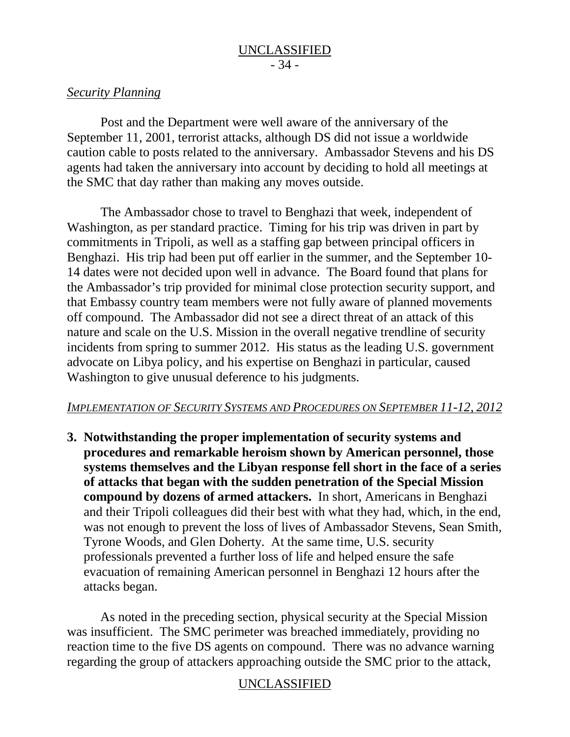*Security Planning*

Post and the Department were well aware of the anniversary of the September 11, 2001, terrorist attacks, although DS did not issue a worldwide caution cable to posts related to the anniversary. Ambassador Stevens and his DS agents had taken the anniversary into account by deciding to hold all meetings at the SMC that day rather than making any moves outside.

The Ambassador chose to travel to Benghazi that week, independent of Washington, as per standard practice. Timing for his trip was driven in part by commitments in Tripoli, as well as a staffing gap between principal officers in Benghazi. His trip had been put off earlier in the summer, and the September 10-14 dates were not decided upon well in advance. The Board found that plans for the Ambassador's trip provided for minimal close protection security support, and that Embassy country team members were not fully aware of planned movements off compound. The Ambassador did not see a direct threat of an attack of this nature and scale on the U.S. Mission in the overall negative trendline of security incidents from spring to summer 2012. His status as the leading U.S. government advocate on Libya policy, and his expertise on Benghazi in particular, caused Washington to give unusual deference to his judgments.

*IMPLEMENTATION OF SECURITY SYSTEMS AND PROCEDURES ON SEPTEMBER 11-12, 2012*

3. **Notwithstanding the proper implementation of security systems and procedures and remarkable heroism shown by American personnel, those systems themselves and the Libyan response fell short in the face of a series of attacks that began with the sudden penetration of the Special Mission compound by dozens of armed attackers.** In short, Americans in Benghazi and their Tripoli colleagues did their best with what they had, which, in the end, was not enough to prevent the loss of lives of Ambassador Stevens, Sean Smith, Tyrone Woods, and Glen Doherty. At the same time, U.S. security professionals prevented a further loss of life and helped ensure the safe evacuation of remaining American personnel in Benghazi 12 hours after the attacks began.

As noted in the preceding section, physical security at the Special Mission was insufficient. The SMC perimeter was breached immediately, providing no reaction time to the five DS agents on compound. There was no advance warning regarding the group of attackers approaching outside the SMC prior to the attack,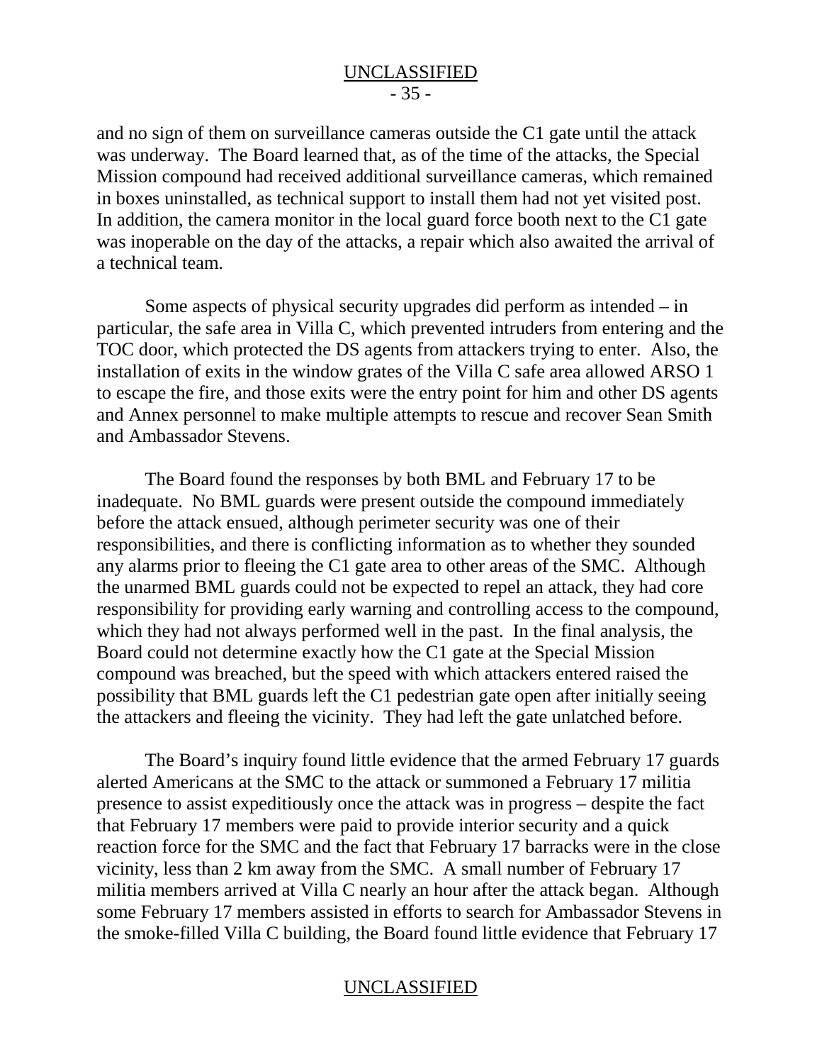and no sign of them on surveillance cameras outside the C1 gate until the attack was underway. The Board learned that, as of the time of the attacks, the Special Mission compound had received additional surveillance cameras, which remained in boxes uninstalled, as technical support to install them had not yet visited post. In addition, the camera monitor in the local guard force booth next to the C1 gate was inoperable on the day of the attacks, a repair which also awaited the arrival of a technical team.

Some aspects of physical security upgrades did perform as intended – in particular, the safe area in Villa C, which prevented intruders from entering and the TOC door, which protected the DS agents from attackers trying to enter. Also, the installation of exits in the window grates of the Villa C safe area allowed ARSO 1 to escape the fire, and those exits were the entry point for him and other DS agents and Annex personnel to make multiple attempts to rescue and recover Sean Smith and Ambassador Stevens.

The Board found the responses by both BML and February 17 to be inadequate. No BML guards were present outside the compound immediately before the attack ensued, although perimeter security was one of their responsibilities, and there is conflicting information as to whether they sounded any alarms prior to fleeing the C1 gate area to other areas of the SMC. Although the unarmed BML guards could not be expected to repel an attack, they had core responsibility for providing early warning and controlling access to the compound, which they had not always performed well in the past. In the final analysis, the Board could not determine exactly how the C1 gate at the Special Mission compound was breached, but the speed with which attackers entered raised the possibility that BML guards left the C1 pedestrian gate open after initially seeing the attackers and fleeing the vicinity. They had left the gate unlatched before.

The Board's inquiry found little evidence that the armed February 17 guards alerted Americans at the SMC to the attack or summoned a February 17 militia presence to assist expeditiously once the attack was in progress – despite the fact that February 17 members were paid to provide interior security and a quick reaction force for the SMC and the fact that February 17 barracks were in the close vicinity, less than 2 km away from the SMC. A small number of February 17 militia members arrived at Villa C nearly an hour after the attack began. Although some February 17 members assisted in efforts to search for Ambassador Stevens in the smoke-filled Villa C building, the Board found little evidence that February 17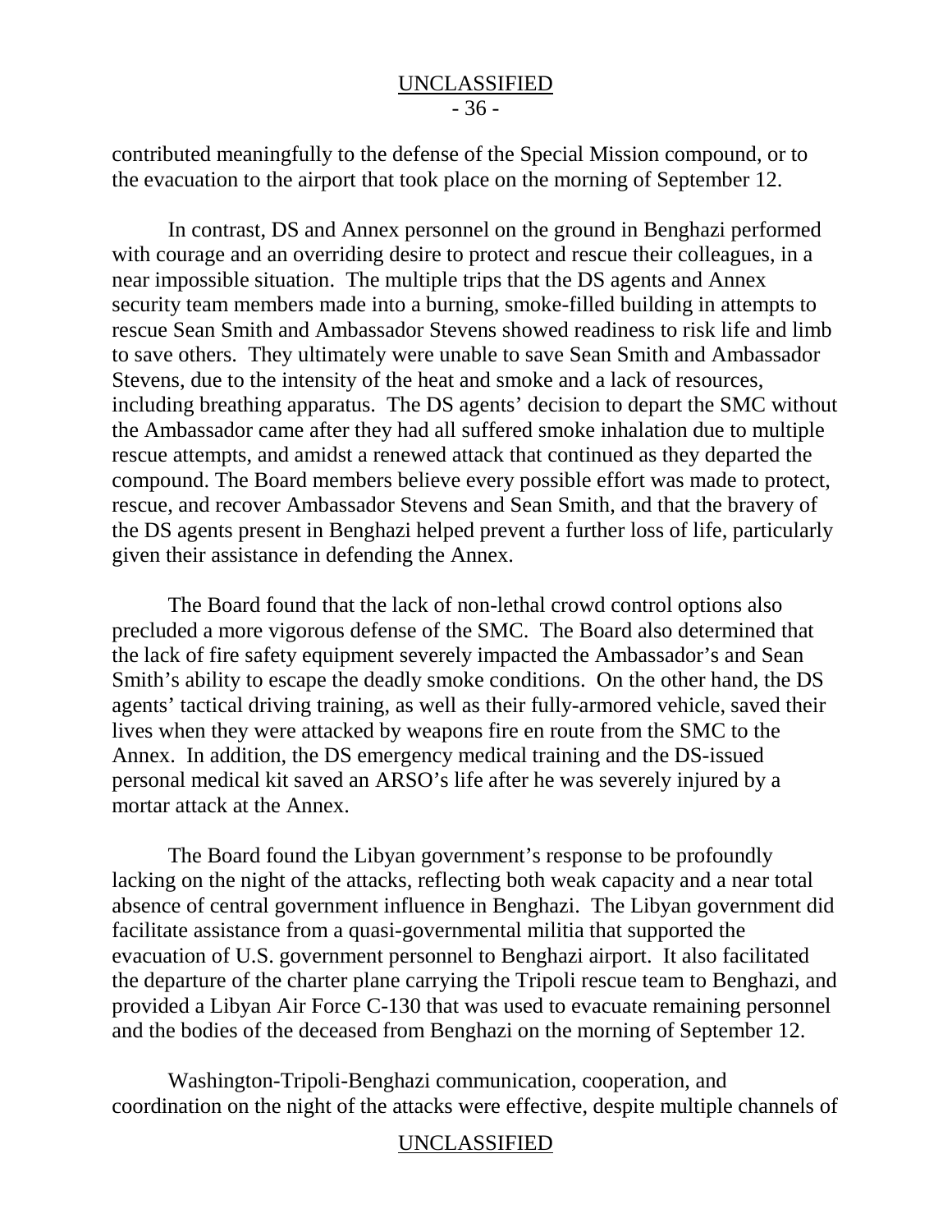contributed meaningfully to the defense of the Special Mission compound, or to the evacuation to the airport that took place on the morning of September 12.

In contrast, DS and Annex personnel on the ground in Benghazi performed with courage and an overriding desire to protect and rescue their colleagues, in a near impossible situation. The multiple trips that the DS agents and Annex security team members made into a burning, smoke-filled building in attempts to rescue Sean Smith and Ambassador Stevens showed readiness to risk life and limb to save others. They ultimately were unable to save Sean Smith and Ambassador Stevens, due to the intensity of the heat and smoke and a lack of resources, including breathing apparatus. The DS agents' decision to depart the SMC without the Ambassador came after they had all suffered smoke inhalation due to multiple rescue attempts, and amidst a renewed attack that continued as they departed the compound. The Board members believe every possible effort was made to protect, rescue, and recover Ambassador Stevens and Sean Smith, and that the bravery of the DS agents present in Benghazi helped prevent a further loss of life, particularly given their assistance in defending the Annex.

The Board found that the lack of non-lethal crowd control options also precluded a more vigorous defense of the SMC. The Board also determined that the lack of fire safety equipment severely impacted the Ambassador's and Sean Smith's ability to escape the deadly smoke conditions. On the other hand, the DS agents' tactical driving training, as well as their fully-armored vehicle, saved their lives when they were attacked by weapons fire en route from the SMC to the Annex. In addition, the DS emergency medical training and the DS-issued personal medical kit saved an ARSO's life after he was severely injured by a mortar attack at the Annex.

The Board found the Libyan government's response to be profoundly lacking on the night of the attacks, reflecting both weak capacity and a near total absence of central government influence in Benghazi. The Libyan government did facilitate assistance from a quasi-governmental militia that supported the evacuation of U.S. government personnel to Benghazi airport. It also facilitated the departure of the charter plane carrying the Tripoli rescue team to Benghazi, and provided a Libyan Air Force C-130 that was used to evacuate remaining personnel and the bodies of the deceased from Benghazi on the morning of September 12.

Washington-Tripoli-Benghazi communication, cooperation, and coordination on the night of the attacks were effective, despite multiple channels of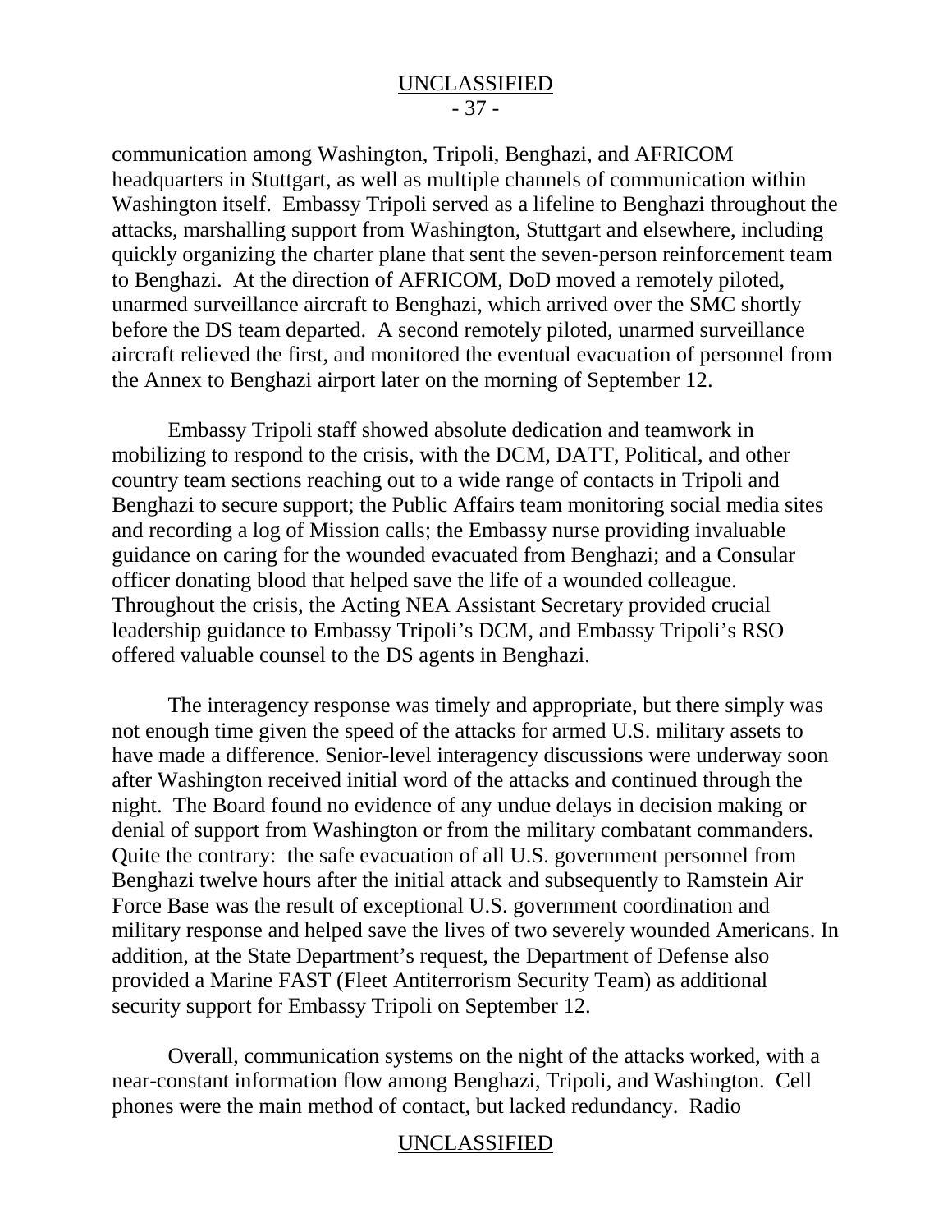communication among Washington, Tripoli, Benghazi, and AFRICOM headquarters in Stuttgart, as well as multiple channels of communication within Washington itself. Embassy Tripoli served as a lifeline to Benghazi throughout the attacks, marshalling support from Washington, Stuttgart and elsewhere, including quickly organizing the charter plane that sent the seven-person reinforcement team to Benghazi. At the direction of AFRICOM, DoD moved a remotely piloted, unarmed surveillance aircraft to Benghazi, which arrived over the SMC shortly before the DS team departed. A second remotely piloted, unarmed surveillance aircraft relieved the first, and monitored the eventual evacuation of personnel from the Annex to Benghazi airport later on the morning of September 12.

Embassy Tripoli staff showed absolute dedication and teamwork in mobilizing to respond to the crisis, with the DCM, DATT, Political, and other country team sections reaching out to a wide range of contacts in Tripoli and Benghazi to secure support; the Public Affairs team monitoring social media sites and recording a log of Mission calls; the Embassy nurse providing invaluable guidance on caring for the wounded evacuated from Benghazi; and a Consular officer donating blood that helped save the life of a wounded colleague. Throughout the crisis, the Acting NEA Assistant Secretary provided crucial leadership guidance to Embassy Tripoli's DCM, and Embassy Tripoli's RSO offered valuable counsel to the DS agents in Benghazi.

The interagency response was timely and appropriate, but there simply was not enough time given the speed of the attacks for armed U.S. military assets to have made a difference. Senior-level interagency discussions were underway soon after Washington received initial word of the attacks and continued through the night. The Board found no evidence of any undue delays in decision making or denial of support from Washington or from the military combatant commanders. Quite the contrary: the safe evacuation of all U.S. government personnel from Benghazi twelve hours after the initial attack and subsequently to Ramstein Air Force Base was the result of exceptional U.S. government coordination and military response and helped save the lives of two severely wounded Americans. In addition, at the State Department's request, the Department of Defense also provided a Marine FAST (Fleet Antiterrorism Security Team) as additional security support for Embassy Tripoli on September 12.

Overall, communication systems on the night of the attacks worked, with a near-constant information flow among Benghazi, Tripoli, and Washington. Cell phones were the main method of contact, but lacked redundancy. Radio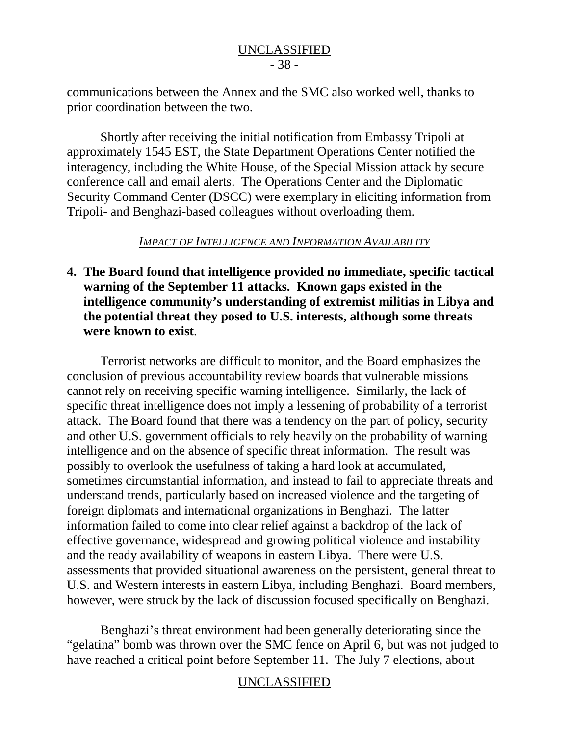communications between the Annex and the SMC also worked well, thanks to prior coordination between the two.

Shortly after receiving the initial notification from Embassy Tripoli at approximately 1545 EST, the State Department Operations Center notified the interagency, including the White House, of the Special Mission attack by secure conference call and email alerts. The Operations Center and the Diplomatic Security Command Center (DSCC) were exemplary in eliciting information from Tripoli- and Benghazi-based colleagues without overloading them.

### *Impact of Intelligence and Information Availability*

**4. The Board found that intelligence provided no immediate, specific tactical warning of the September 11 attacks. Known gaps existed in the intelligence community's understanding of extremist militias in Libya and the potential threat they posed to U.S. interests, although some threats were known to exist**.

Terrorist networks are difficult to monitor, and the Board emphasizes the conclusion of previous accountability review boards that vulnerable missions cannot rely on receiving specific warning intelligence. Similarly, the lack of specific threat intelligence does not imply a lessening of probability of a terrorist attack. The Board found that there was a tendency on the part of policy, security and other U.S. government officials to rely heavily on the probability of warning intelligence and on the absence of specific threat information. The result was possibly to overlook the usefulness of taking a hard look at accumulated, sometimes circumstantial information, and instead to fail to appreciate threats and understand trends, particularly based on increased violence and the targeting of foreign diplomats and international organizations in Benghazi. The latter information failed to come into clear relief against a backdrop of the lack of effective governance, widespread and growing political violence and instability and the ready availability of weapons in eastern Libya. There were U.S. assessments that provided situational awareness on the persistent, general threat to U.S. and Western interests in eastern Libya, including Benghazi. Board members, however, were struck by the lack of discussion focused specifically on Benghazi.

Benghazi's threat environment had been generally deteriorating since the "gelatina" bomb was thrown over the SMC fence on April 6, but was not judged to have reached a critical point before September 11. The July 7 elections, about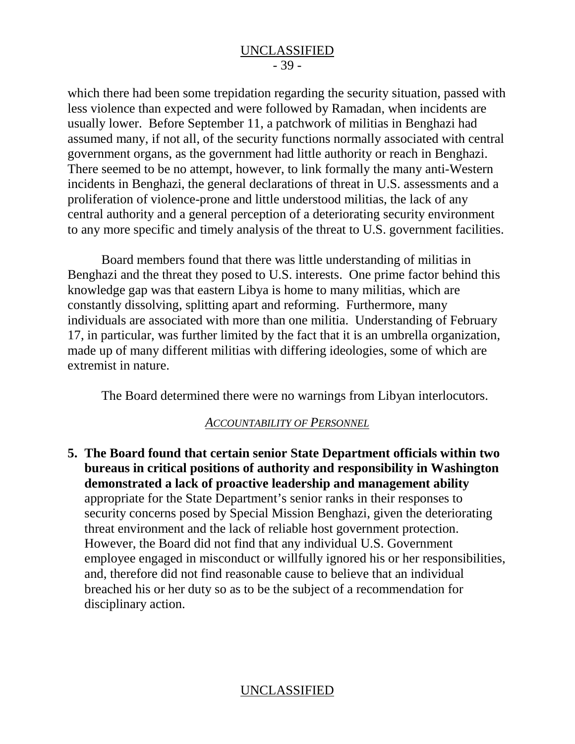which there had been some trepidation regarding the security situation, passed with less violence than expected and were followed by Ramadan, when incidents are usually lower. Before September 11, a patchwork of militias in Benghazi had assumed many, if not all, of the security functions normally associated with central government organs, as the government had little authority or reach in Benghazi. There seemed to be no attempt, however, to link formally the many anti-Western incidents in Benghazi, the general declarations of threat in U.S. assessments and a proliferation of violence-prone and little understood militias, the lack of any central authority and a general perception of a deteriorating security environment to any more specific and timely analysis of the threat to U.S. government facilities.

Board members found that there was little understanding of militias in Benghazi and the threat they posed to U.S. interests. One prime factor behind this knowledge gap was that eastern Libya is home to many militias, which are constantly dissolving, splitting apart and reforming. Furthermore, many individuals are associated with more than one militia. Understanding of February 17, in particular, was further limited by the fact that it is an umbrella organization, made up of many different militias with differing ideologies, some of which are extremist in nature.

The Board determined there were no warnings from Libyan interlocutors.

## *Accountability of Personnel*

5. **The Board found that certain senior State Department officials within two bureaus in critical positions of authority and responsibility in Washington demonstrated a lack of proactive leadership and management ability** appropriate for the State Department's senior ranks in their responses to security concerns posed by Special Mission Benghazi, given the deteriorating threat environment and the lack of reliable host government protection. However, the Board did not find that any individual U.S. Government employee engaged in misconduct or willfully ignored his or her responsibilities, and, therefore did not find reasonable cause to believe that an individual breached his or her duty so as to be the subject of a recommendation for disciplinary action.